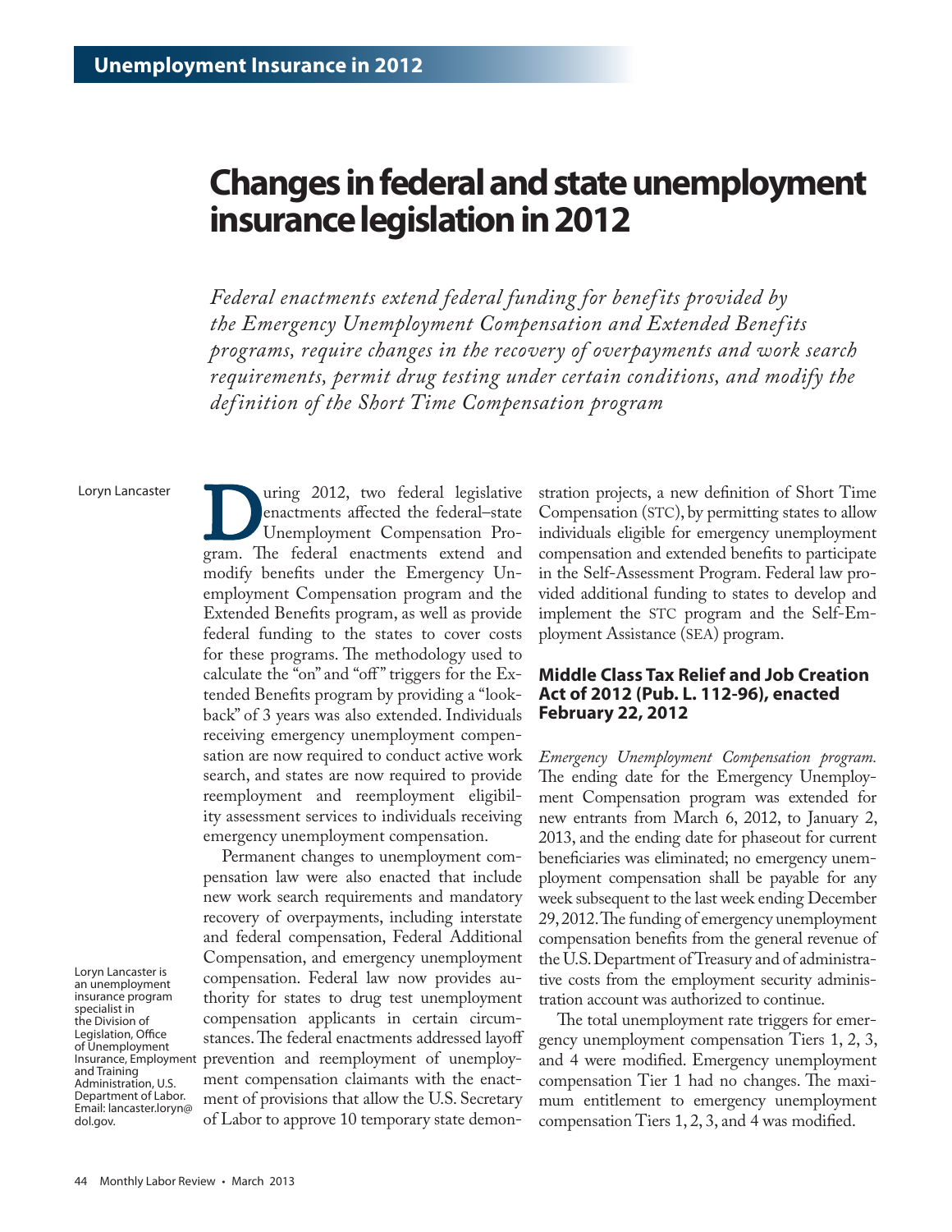# Changes in federal and state unemployment insurance legislation in 2012

*Federal enactments extend federal funding for benefits provided by the Emergency Unemployment Compensation and Extended Benefits programs, require changes in the recovery of overpayments and work search requirements, permit drug testing under certain conditions, and modify the definition of the Short Time Compensation program*

Loryn Lancaster

During 2012, two federal legislative enactments affected the federal–state Unemployment Compensation Program. The federal enactments extend and modify benefits under the Emergency Unemployment Compensation program and the Extended Benefits program, as well as provide federal funding to the states to cover costs for these programs. The methodology used to calculate the "on" and "off" triggers for the Extended Benefits program by providing a "lookback" of 3 years was also extended. Individuals receiving emergency unemployment compensation are now required to conduct active work search, and states are now required to provide reemployment and reemployment eligibility assessment services to individuals receiving emergency unemployment compensation.

Permanent changes to unemployment compensation law were also enacted that include new work search requirements and mandatory recovery of overpayments, including interstate and federal compensation, Federal Additional Compensation, and emergency unemployment compensation. Federal law now provides authority for states to drug test unemployment compensation applicants in certain circumstances. The federal enactments addressed layoff prevention and reemployment of unemployment compensation claimants with the enactment of provisions that allow the U.S. Secretary of Labor to approve 10 temporary state demonstration projects, a new definition of Short Time Compensation (STC), by permitting states to allow individuals eligible for emergency unemployment compensation and extended benefits to participate in the Self-Assessment Program. Federal law provided additional funding to states to develop and implement the STC program and the Self-Employment Assistance (SEA) program.

Loryn Lancaster is an unemployment insurance program specialist in the Division of Legislation, Office of Unemployment Insurance, Employment and Training Administration, U.S. Department of Labor. Email: lancaster.loryn@dol.gov.

## Middle Class Tax Relief and Job Creation Act of 2012 (Pub. L. 112-96), enacted February 22, 2012

*Emergency Unemployment Compensation program.* The ending date for the Emergency Unemployment Compensation program was extended for new entrants from March 6, 2012, to January 2, 2013, and the ending date for phaseout for current beneficiaries was eliminated; no emergency unemployment compensation shall be payable for any week subsequent to the last week ending December 29, 2012. The funding of emergency unemployment compensation benefits from the general revenue of the U.S. Department of Treasury and of administrative costs from the employment security administration account was authorized to continue.

The total unemployment rate triggers for emergency unemployment compensation Tiers 1, 2, 3, and 4 were modified. Emergency unemployment compensation Tier 1 had no changes. The maximum entitlement to emergency unemployment compensation Tiers 1, 2, 3, and 4 was modified.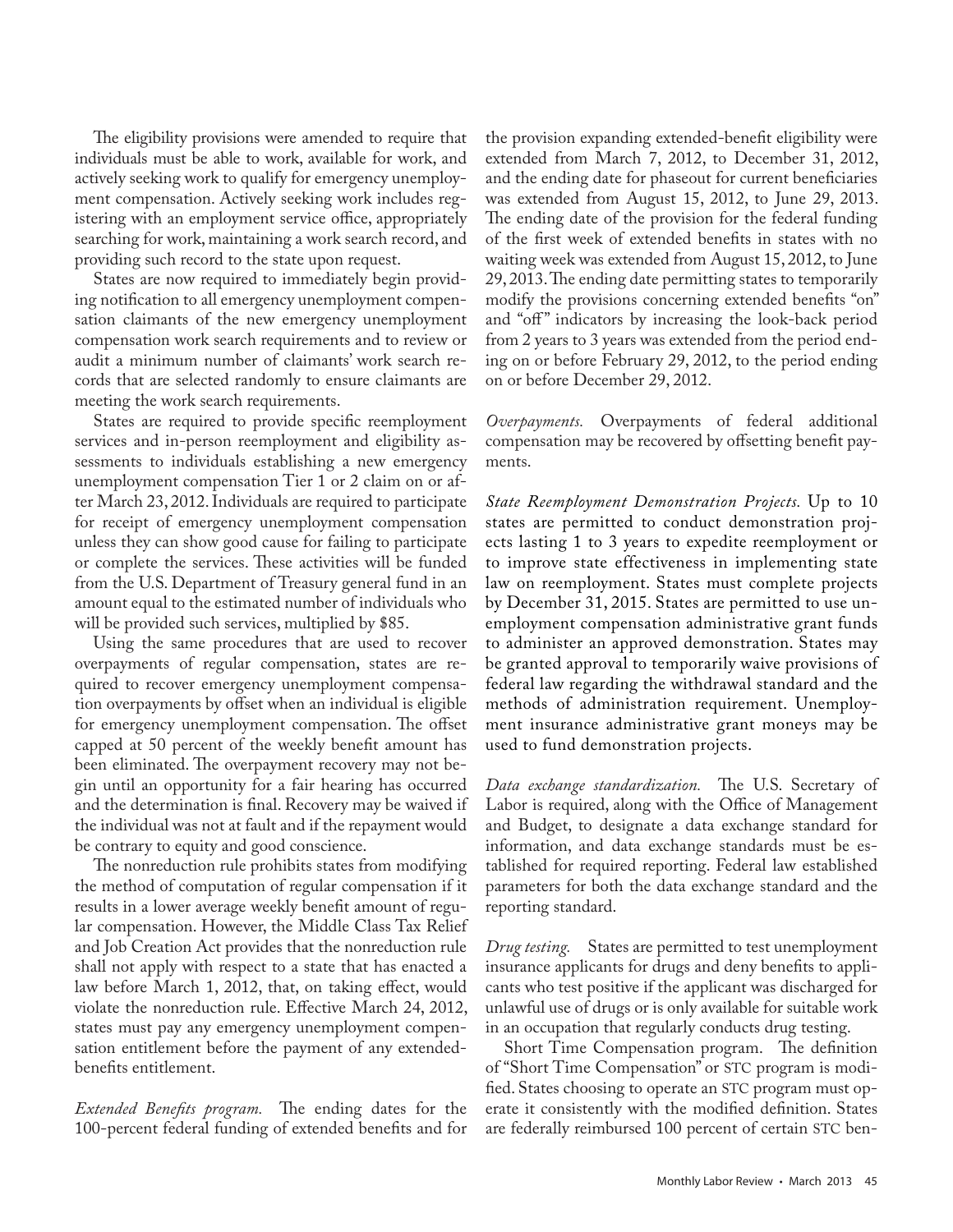The eligibility provisions were amended to require that individuals must be able to work, available for work, and actively seeking work to qualify for emergency unemployment compensation. Actively seeking work includes registering with an employment service office, appropriately searching for work, maintaining a work search record, and providing such record to the state upon request.

States are now required to immediately begin providing notification to all emergency unemployment compensation claimants of the new emergency unemployment compensation work search requirements and to review or audit a minimum number of claimants' work search records that are selected randomly to ensure claimants are meeting the work search requirements.

States are required to provide specific reemployment services and in-person reemployment and eligibility assessments to individuals establishing a new emergency unemployment compensation Tier 1 or 2 claim on or after March 23, 2012. Individuals are required to participate for receipt of emergency unemployment compensation unless they can show good cause for failing to participate or complete the services. These activities will be funded from the U.S. Department of Treasury general fund in an amount equal to the estimated number of individuals who will be provided such services, multiplied by $85.

Using the same procedures that are used to recover overpayments of regular compensation, states are required to recover emergency unemployment compensation overpayments by offset when an individual is eligible for emergency unemployment compensation. The offset capped at 50 percent of the weekly benefit amount has been eliminated. The overpayment recovery may not begin until an opportunity for a fair hearing has occurred and the determination is final. Recovery may be waived if the individual was not at fault and if the repayment would be contrary to equity and good conscience.

The nonreduction rule prohibits states from modifying the method of computation of regular compensation if it results in a lower average weekly benefit amount of regular compensation. However, the Middle Class Tax Relief and Job Creation Act provides that the nonreduction rule shall not apply with respect to a state that has enacted a law before March 1, 2012, that, on taking effect, would violate the nonreduction rule. Effective March 24, 2012, states must pay any emergency unemployment compensation entitlement before the payment of any extended-benefits entitlement.

*Extended Benefits program.* The ending dates for the 100-percent federal funding of extended benefits and for the provision expanding extended-benefit eligibility were extended from March 7, 2012, to December 31, 2012, and the ending date for phaseout for current beneficiaries was extended from August 15, 2012, to June 29, 2013. The ending date of the provision for the federal funding of the first week of extended benefits in states with no waiting week was extended from August 15, 2012, to June 29, 2013. The ending date permitting states to temporarily modify the provisions concerning extended benefits "on" and "off" indicators by increasing the look-back period from 2 years to 3 years was extended from the period ending on or before February 29, 2012, to the period ending on or before December 29, 2012.

*Overpayments.* Overpayments of federal additional compensation may be recovered by offsetting benefit payments.

*State Reemployment Demonstration Projects.* Up to 10 states are permitted to conduct demonstration projects lasting 1 to 3 years to expedite reemployment or to improve state effectiveness in implementing state law on reemployment. States must complete projects by December 31, 2015. States are permitted to use unemployment compensation administrative grant funds to administer an approved demonstration. States may be granted approval to temporarily waive provisions of federal law regarding the withdrawal standard and the methods of administration requirement. Unemployment insurance administrative grant moneys may be used to fund demonstration projects.

*Data exchange standardization.* The U.S. Secretary of Labor is required, along with the Office of Management and Budget, to designate a data exchange standard for information, and data exchange standards must be established for required reporting. Federal law established parameters for both the data exchange standard and the reporting standard.

*Drug testing.* States are permitted to test unemployment insurance applicants for drugs and deny benefits to applicants who test positive if the applicant was discharged for unlawful use of drugs or is only available for suitable work in an occupation that regularly conducts drug testing.

Short Time Compensation program. The definition of "Short Time Compensation" or STC program is modified. States choosing to operate an STC program must operate it consistently with the modified definition. States are federally reimbursed 100 percent of certain STC ben-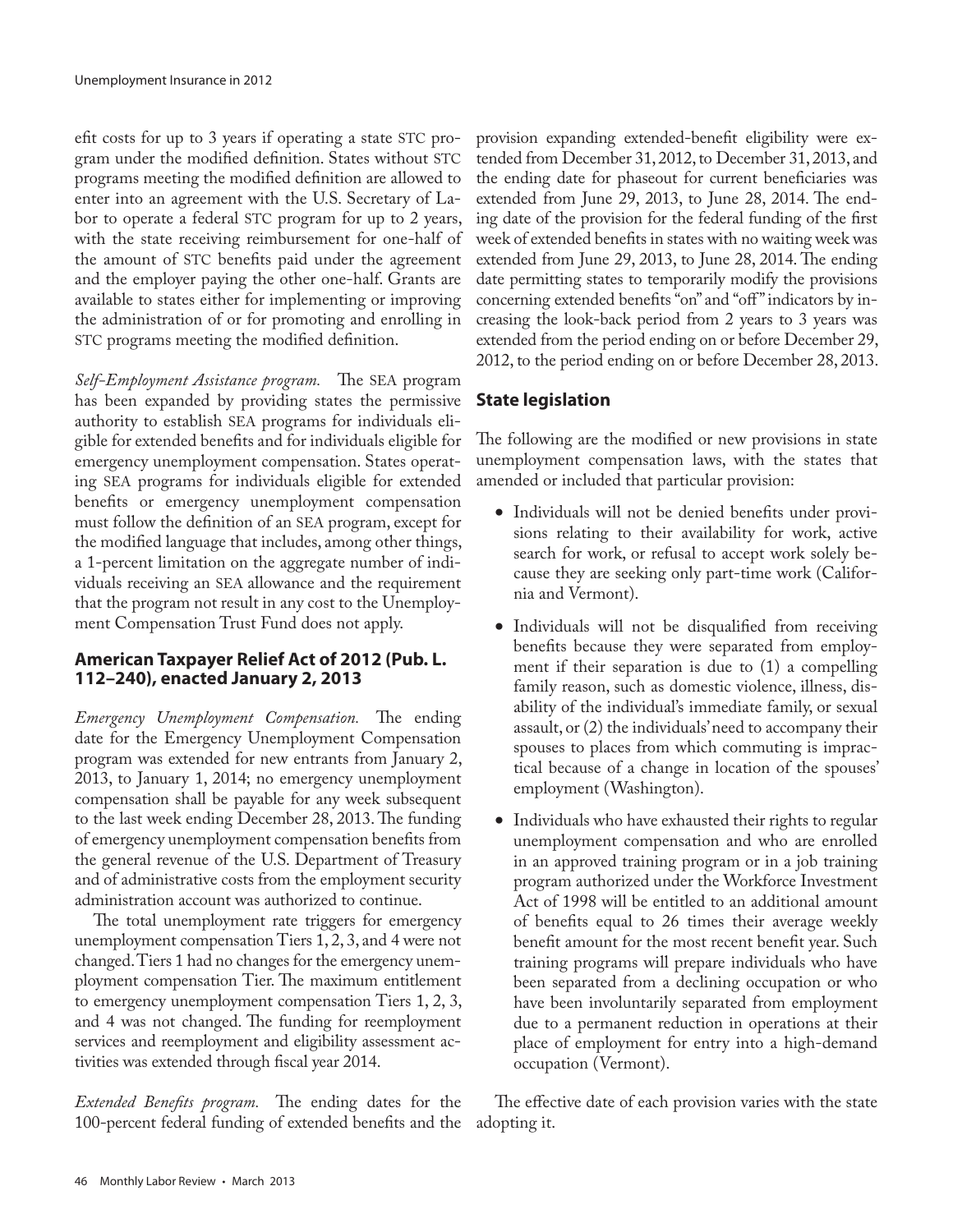efit costs for up to 3 years if operating a state STC program under the modified definition. States without STC programs meeting the modified definition are allowed to enter into an agreement with the U.S. Secretary of Labor to operate a federal STC program for up to 2 years, with the state receiving reimbursement for one-half of the amount of STC benefits paid under the agreement and the employer paying the other one-half. Grants are available to states either for implementing or improving the administration of or for promoting and enrolling in STC programs meeting the modified definition.

*Self-Employment Assistance program.* The SEA program has been expanded by providing states the permissive authority to establish SEA programs for individuals eligible for extended benefits and for individuals eligible for emergency unemployment compensation. States operating SEA programs for individuals eligible for extended benefits or emergency unemployment compensation must follow the definition of an SEA program, except for the modified language that includes, among other things, a 1-percent limitation on the aggregate number of individuals receiving an SEA allowance and the requirement that the program not result in any cost to the Unemployment Compensation Trust Fund does not apply.

### American Taxpayer Relief Act of 2012 (Pub. L. 112–240), enacted January 2, 2013

*Emergency Unemployment Compensation.* The ending date for the Emergency Unemployment Compensation program was extended for new entrants from January 2, 2013, to January 1, 2014; no emergency unemployment compensation shall be payable for any week subsequent to the last week ending December 28, 2013. The funding of emergency unemployment compensation benefits from the general revenue of the U.S. Department of Treasury and of administrative costs from the employment security administration account was authorized to continue.

The total unemployment rate triggers for emergency unemployment compensation Tiers 1, 2, 3, and 4 were not changed. Tiers 1 had no changes for the emergency unemployment compensation Tier. The maximum entitlement to emergency unemployment compensation Tiers 1, 2, 3, and 4 was not changed. The funding for reemployment services and reemployment and eligibility assessment activities was extended through fiscal year 2014.

*Extended Benefits program.* The ending dates for the 100-percent federal funding of extended benefits and the provision expanding extended-benefit eligibility were extended from December 31, 2012, to December 31, 2013, and the ending date for phaseout for current beneficiaries was extended from June 29, 2013, to June 28, 2014. The ending date of the provision for the federal funding of the first week of extended benefits in states with no waiting week was extended from June 29, 2013, to June 28, 2014. The ending date permitting states to temporarily modify the provisions concerning extended benefits "on" and "off" indicators by increasing the look-back period from 2 years to 3 years was extended from the period ending on or before December 29, 2012, to the period ending on or before December 28, 2013.

## State legislation

The following are the modified or new provisions in state unemployment compensation laws, with the states that amended or included that particular provision:

- Individuals will not be denied benefits under provisions relating to their availability for work, active search for work, or refusal to accept work solely because they are seeking only part-time work (California and Vermont).
- Individuals will not be disqualified from receiving benefits because they were separated from employment if their separation is due to (1) a compelling family reason, such as domestic violence, illness, disability of the individual's immediate family, or sexual assault, or (2) the individuals' need to accompany their spouses to places from which commuting is impractical because of a change in location of the spouses' employment (Washington).
- Individuals who have exhausted their rights to regular unemployment compensation and who are enrolled in an approved training program or in a job training program authorized under the Workforce Investment Act of 1998 will be entitled to an additional amount of benefits equal to 26 times their average weekly benefit amount for the most recent benefit year. Such training programs will prepare individuals who have been separated from a declining occupation or who have been involuntarily separated from employment due to a permanent reduction in operations at their place of employment for entry into a high-demand occupation (Vermont).

The effective date of each provision varies with the state adopting it.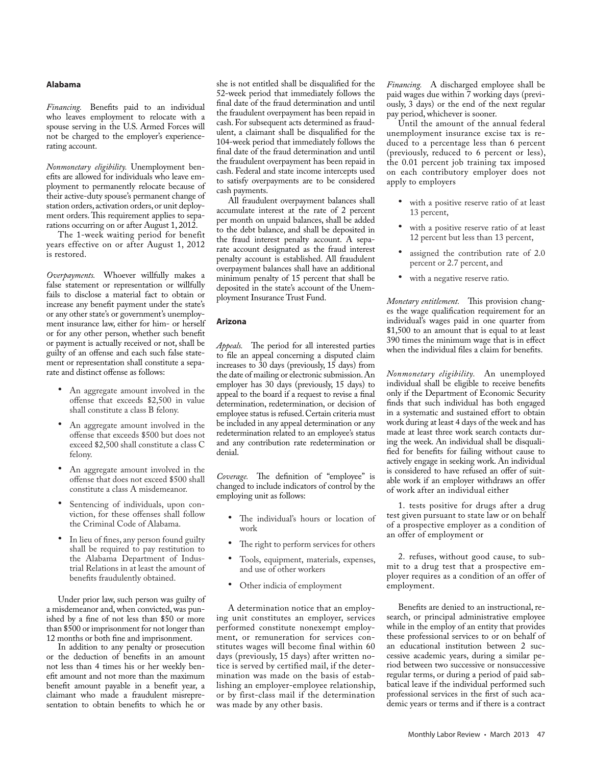## Alabama

*Financing.* Benefits paid to an individual who leaves employment to relocate with a spouse serving in the U.S. Armed Forces will not be charged to the employer's experience-rating account.

*Nonmonetary eligibility.* Unemployment benefits are allowed for individuals who leave employment to permanently relocate because of their active-duty spouse's permanent change of station orders, activation orders, or unit deployment orders. This requirement applies to separations occurring on or after August 1, 2012.

The 1-week waiting period for benefit years effective on or after August 1, 2012 is restored.

*Overpayments.* Whoever willfully makes a false statement or representation or willfully fails to disclose a material fact to obtain or increase any benefit payment under the state's or any other state's or government's unemployment insurance law, either for him- or herself or for any other person, whether such benefit or payment is actually received or not, shall be guilty of an offense and each such false statement or representation shall constitute a separate and distinct offense as follows:

- An aggregate amount involved in the offense that exceeds $2,500 in value shall constitute a class B felony.
- An aggregate amount involved in the offense that exceeds $500 but does not exceed $2,500 shall constitute a class C felony.
- An aggregate amount involved in the offense that does not exceed $500 shall constitute a class A misdemeanor.
- Sentencing of individuals, upon conviction, for these offenses shall follow the Criminal Code of Alabama.
- In lieu of fines, any person found guilty shall be required to pay restitution to the Alabama Department of Industrial Relations in at least the amount of benefits fraudulently obtained.

Under prior law, such person was guilty of a misdemeanor and, when convicted, was punished by a fine of not less than $50 or more than $500 or imprisonment for not longer than 12 months or both fine and imprisonment.

In addition to any penalty or prosecution or the deduction of benefits in an amount not less than 4 times his or her weekly benefit amount and not more than the maximum benefit amount payable in a benefit year, a claimant who made a fraudulent misrepresentation to obtain benefits to which he or she is not entitled shall be disqualified for the 52-week period that immediately follows the final date of the fraud determination and until the fraudulent overpayment has been repaid in cash. For subsequent acts determined as fraudulent, a claimant shall be disqualified for the 104-week period that immediately follows the final date of the fraud determination and until the fraudulent overpayment has been repaid in cash. Federal and state income intercepts used to satisfy overpayments are to be considered cash payments.

All fraudulent overpayment balances shall accumulate interest at the rate of 2 percent per month on unpaid balances, shall be added to the debt balance, and shall be deposited in the fraud interest penalty account. A separate account designated as the fraud interest penalty account is established. All fraudulent overpayment balances shall have an additional minimum penalty of 15 percent that shall be deposited in the state's account of the Unemployment Insurance Trust Fund.

## Arizona

*Appeals.* The period for all interested parties to file an appeal concerning a disputed claim increases to 30 days (previously, 15 days) from the date of mailing or electronic submission. An employer has 30 days (previously, 15 days) to appeal to the board if a request to revise a final determination, redetermination, or decision of employee status is refused. Certain criteria must be included in any appeal determination or any redetermination related to an employee's status and any contribution rate redetermination or denial.

*Coverage.* The definition of "employee" is changed to include indicators of control by the employing unit as follows:

- The individual's hours or location of work
- The right to perform services for others
- Tools, equipment, materials, expenses, and use of other workers
- Other indicia of employment

A determination notice that an employing unit constitutes an employer, services performed constitute nonexempt employment, or remuneration for services constitutes wages will become final within 60 days (previously, 15 days) after written notice is served by certified mail, if the determination was made on the basis of establishing an employer-employee relationship, or by first-class mail if the determination was made by any other basis.

*Financing.* A discharged employee shall be paid wages due within 7 working days (previously, 3 days) or the end of the next regular pay period, whichever is sooner.

Until the amount of the annual federal unemployment insurance excise tax is reduced to a percentage less than 6 percent (previously, reduced to 6 percent or less), the 0.01 percent job training tax imposed on each contributory employer does not apply to employers

- with a positive reserve ratio of at least 13 percent,
- with a positive reserve ratio of at least 12 percent but less than 13 percent,
- assigned the contribution rate of 2.0 percent or 2.7 percent, and
- with a negative reserve ratio.

*Monetary entitlement.* This provision changes the wage qualification requirement for an individual's wages paid in one quarter from $1,500 to an amount that is equal to at least 390 times the minimum wage that is in effect when the individual files a claim for benefits.

*Nonmonetary eligibility.* An unemployed individual shall be eligible to receive benefits only if the Department of Economic Security finds that such individual has both engaged in a systematic and sustained effort to obtain work during at least 4 days of the week and has made at least three work search contacts during the week. An individual shall be disqualified for benefits for failing without cause to actively engage in seeking work. An individual is considered to have refused an offer of suitable work if an employer withdraws an offer of work after an individual either

1. tests positive for drugs after a drug test given pursuant to state law or on behalf of a prospective employer as a condition of an offer of employment or

2. refuses, without good cause, to submit to a drug test that a prospective employer requires as a condition of an offer of employment.

Benefits are denied to an instructional, research, or principal administrative employee while in the employ of an entity that provides these professional services to or on behalf of an educational institution between 2 successive academic years, during a similar period between two successive or nonsuccessive regular terms, or during a period of paid sabbatical leave if the individual performed such professional services in the first of such academic years or terms and if there is a contract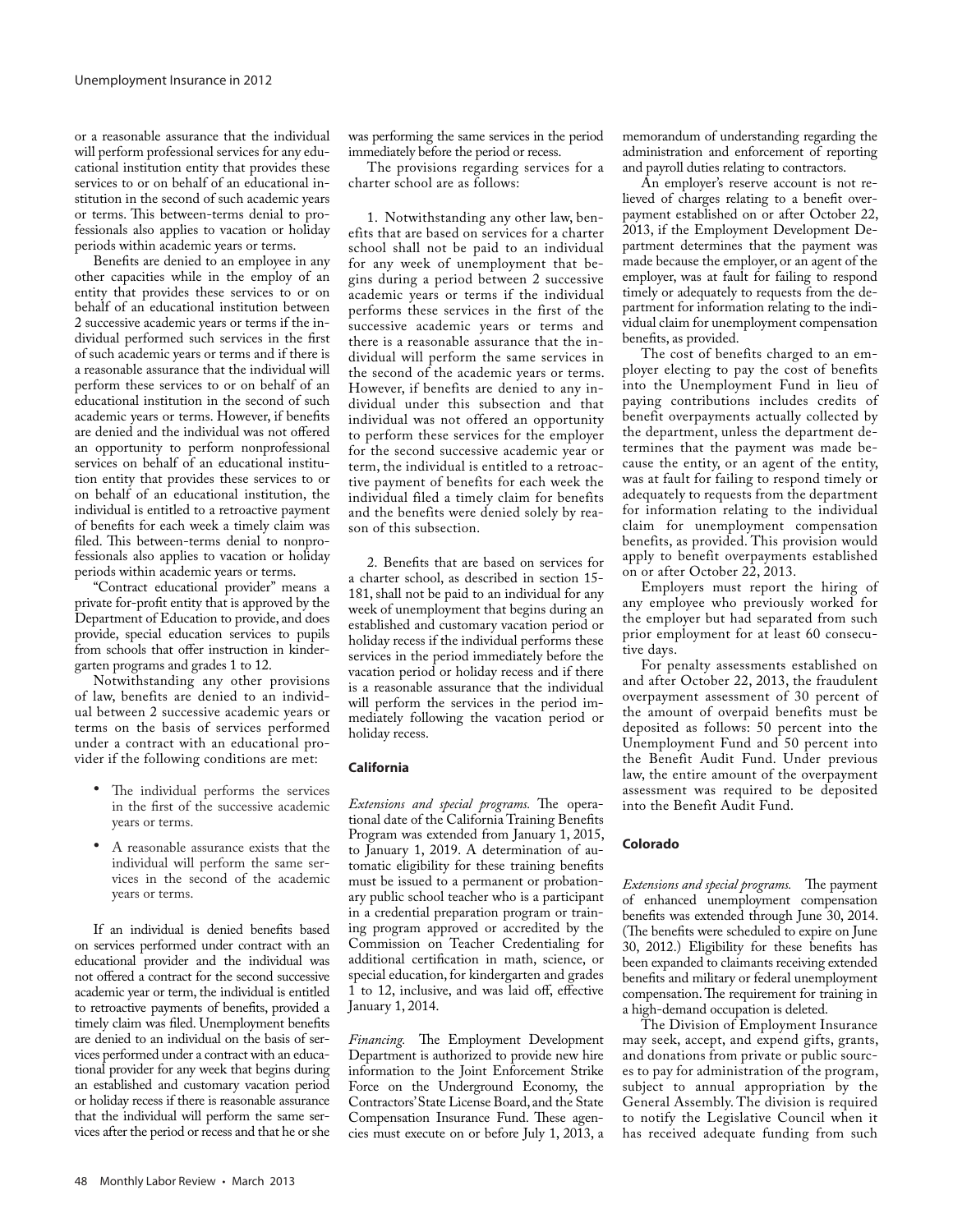or a reasonable assurance that the individual will perform professional services for any educational institution entity that provides these services to or on behalf of an educational institution in the second of such academic years or terms. This between-terms denial to professionals also applies to vacation or holiday periods within academic years or terms.

Benefits are denied to an employee in any other capacities while in the employ of an entity that provides these services to or on behalf of an educational institution between 2 successive academic years or terms if the individual performed such services in the first of such academic years or terms and if there is a reasonable assurance that the individual will perform these services to or on behalf of an educational institution in the second of such academic years or terms. However, if benefits are denied and the individual was not offered an opportunity to perform nonprofessional services on behalf of an educational institution entity that provides these services to or on behalf of an educational institution, the individual is entitled to a retroactive payment of benefits for each week a timely claim was filed. This between-terms denial to nonprofessionals also applies to vacation or holiday periods within academic years or terms.

"Contract educational provider" means a private for-profit entity that is approved by the Department of Education to provide, and does provide, special education services to pupils from schools that offer instruction in kindergarten programs and grades 1 to 12.

Notwithstanding any other provisions of law, benefits are denied to an individual between 2 successive academic years or terms on the basis of services performed under a contract with an educational provider if the following conditions are met:

- The individual performs the services in the first of the successive academic years or terms.
- A reasonable assurance exists that the individual will perform the same services in the second of the academic years or terms.

If an individual is denied benefits based on services performed under contract with an educational provider and the individual was not offered a contract for the second successive academic year or term, the individual is entitled to retroactive payments of benefits, provided a timely claim was filed. Unemployment benefits are denied to an individual on the basis of services performed under a contract with an educational provider for any week that begins during an established and customary vacation period or holiday recess if there is reasonable assurance that the individual will perform the same services after the period or recess and that he or she was performing the same services in the period immediately before the period or recess.

The provisions regarding services for a charter school are as follows:

1. Notwithstanding any other law, benefits that are based on services for a charter school shall not be paid to an individual for any week of unemployment that begins during a period between 2 successive academic years or terms if the individual performs these services in the first of the successive academic years or terms and there is a reasonable assurance that the individual will perform the same services in the second of the academic years or terms. However, if benefits are denied to any individual under this subsection and that individual was not offered an opportunity to perform these services for the employer for the second successive academic year or term, the individual is entitled to a retroactive payment of benefits for each week the individual filed a timely claim for benefits and the benefits were denied solely by reason of this subsection.

2. Benefits that are based on services for a charter school, as described in section 15-181, shall not be paid to an individual for any week of unemployment that begins during an established and customary vacation period or holiday recess if the individual performs these services in the period immediately before the vacation period or holiday recess and if there is a reasonable assurance that the individual will perform the services in the period immediately following the vacation period or holiday recess.

### California

*Extensions and special programs.* The operational date of the California Training Benefits Program was extended from January 1, 2015, to January 1, 2019. A determination of automatic eligibility for these training benefits must be issued to a permanent or probationary public school teacher who is a participant in a credential preparation program or training program approved or accredited by the Commission on Teacher Credentialing for additional certification in math, science, or special education, for kindergarten and grades 1 to 12, inclusive, and was laid off, effective January 1, 2014.

*Financing.* The Employment Development Department is authorized to provide new hire information to the Joint Enforcement Strike Force on the Underground Economy, the Contractors' State License Board, and the State Compensation Insurance Fund. These agencies must execute on or before July 1, 2013, a memorandum of understanding regarding the administration and enforcement of reporting and payroll duties relating to contractors.

An employer's reserve account is not relieved of charges relating to a benefit overpayment established on or after October 22, 2013, if the Employment Development Department determines that the payment was made because the employer, or an agent of the employer, was at fault for failing to respond timely or adequately to requests from the department for information relating to the individual claim for unemployment compensation benefits, as provided.

The cost of benefits charged to an employer electing to pay the cost of benefits into the Unemployment Fund in lieu of paying contributions includes credits of benefit overpayments actually collected by the department, unless the department determines that the payment was made because the entity, or an agent of the entity, was at fault for failing to respond timely or adequately to requests from the department for information relating to the individual claim for unemployment compensation benefits, as provided. This provision would apply to benefit overpayments established on or after October 22, 2013.

Employers must report the hiring of any employee who previously worked for the employer but had separated from such prior employment for at least 60 consecutive days.

For penalty assessments established on and after October 22, 2013, the fraudulent overpayment assessment of 30 percent of the amount of overpaid benefits must be deposited as follows: 50 percent into the Unemployment Fund and 50 percent into the Benefit Audit Fund. Under previous law, the entire amount of the overpayment assessment was required to be deposited into the Benefit Audit Fund.

### Colorado

*Extensions and special programs.* The payment of enhanced unemployment compensation benefits was extended through June 30, 2014. (The benefits were scheduled to expire on June 30, 2012.) Eligibility for these benefits has been expanded to claimants receiving extended benefits and military or federal unemployment compensation. The requirement for training in a high-demand occupation is deleted.

The Division of Employment Insurance may seek, accept, and expend gifts, grants, and donations from private or public sources to pay for administration of the program, subject to annual appropriation by the General Assembly. The division is required to notify the Legislative Council when it has received adequate funding from such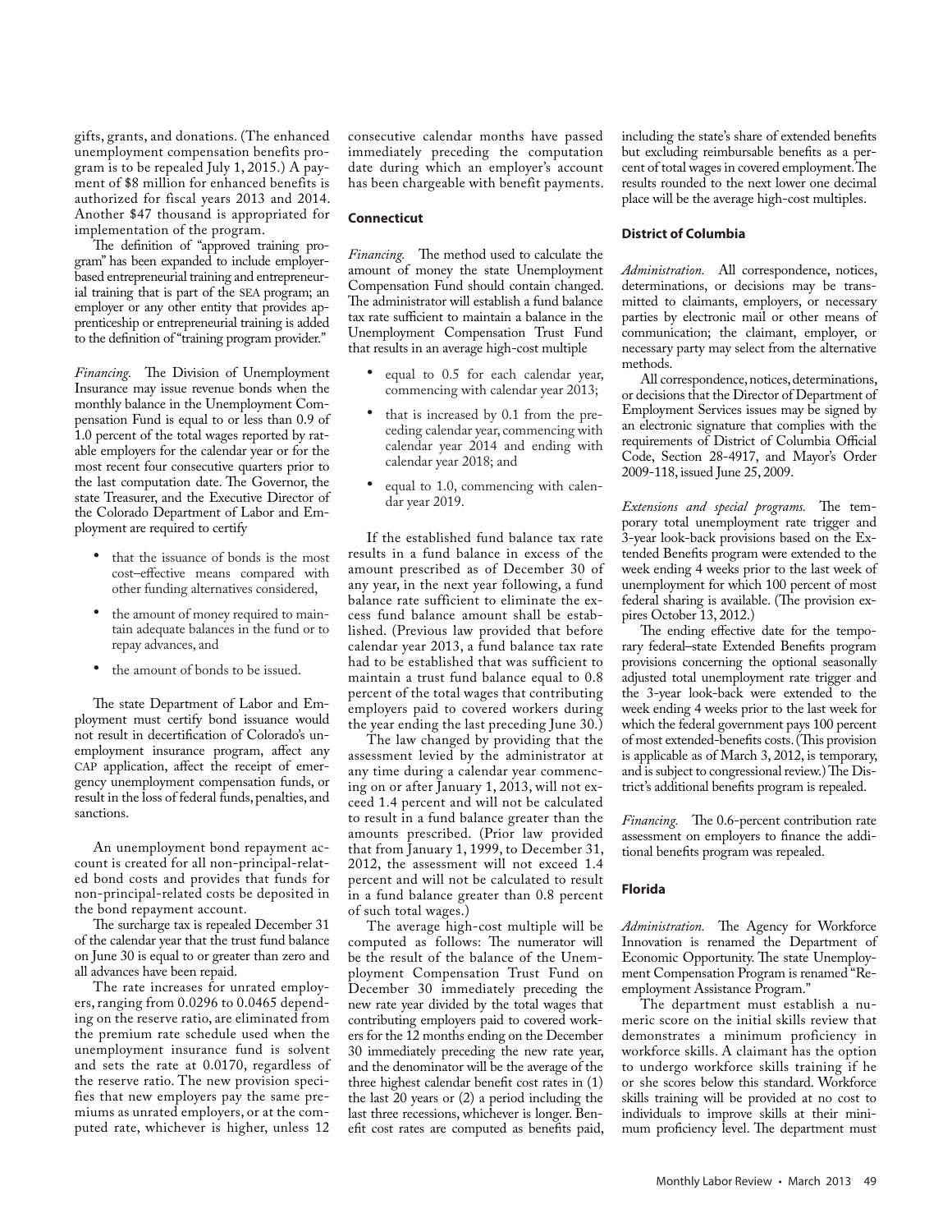gifts, grants, and donations. (The enhanced unemployment compensation benefits program is to be repealed July 1, 2015.) A payment of $8 million for enhanced benefits is authorized for fiscal years 2013 and 2014. Another $47 thousand is appropriated for implementation of the program.

The definition of "approved training program" has been expanded to include employer-based entrepreneurial training and entrepreneurial training that is part of the SEA program; an employer or any other entity that provides apprenticeship or entrepreneurial training is added to the definition of "training program provider."

*Financing.* The Division of Unemployment Insurance may issue revenue bonds when the monthly balance in the Unemployment Compensation Fund is equal to or less than 0.9 of 1.0 percent of the total wages reported by ratable employers for the calendar year or for the most recent four consecutive quarters prior to the last computation date. The Governor, the state Treasurer, and the Executive Director of the Colorado Department of Labor and Employment are required to certify

- that the issuance of bonds is the most cost–effective means compared with other funding alternatives considered,
- the amount of money required to maintain adequate balances in the fund or to repay advances, and
- the amount of bonds to be issued.

The state Department of Labor and Employment must certify bond issuance would not result in decertification of Colorado's unemployment insurance program, affect any CAP application, affect the receipt of emergency unemployment compensation funds, or result in the loss of federal funds, penalties, and sanctions.

An unemployment bond repayment account is created for all non-principal-related bond costs and provides that funds for non-principal-related costs be deposited in the bond repayment account.

The surcharge tax is repealed December 31 of the calendar year that the trust fund balance on June 30 is equal to or greater than zero and all advances have been repaid.

The rate increases for unrated employers, ranging from 0.0296 to 0.0465 depending on the reserve ratio, are eliminated from the premium rate schedule used when the unemployment insurance fund is solvent and sets the rate at 0.0170, regardless of the reserve ratio. The new provision specifies that new employers pay the same premiums as unrated employers, or at the computed rate, whichever is higher, unless 12 consecutive calendar months have passed immediately preceding the computation date during which an employer's account has been chargeable with benefit payments.

### Connecticut

*Financing.* The method used to calculate the amount of money the state Unemployment Compensation Fund should contain changed. The administrator will establish a fund balance tax rate sufficient to maintain a balance in the Unemployment Compensation Trust Fund that results in an average high-cost multiple

- equal to 0.5 for each calendar year, commencing with calendar year 2013;
- that is increased by 0.1 from the preceding calendar year, commencing with calendar year 2014 and ending with calendar year 2018; and
- equal to 1.0, commencing with calendar year 2019.

If the established fund balance tax rate results in a fund balance in excess of the amount prescribed as of December 30 of any year, in the next year following, a fund balance rate sufficient to eliminate the excess fund balance amount shall be established. (Previous law provided that before calendar year 2013, a fund balance tax rate had to be established that was sufficient to maintain a trust fund balance equal to 0.8 percent of the total wages that contributing employers paid to covered workers during the year ending the last preceding June 30.)

The law changed by providing that the assessment levied by the administrator at any time during a calendar year commencing on or after January 1, 2013, will not exceed 1.4 percent and will not be calculated to result in a fund balance greater than the amounts prescribed. (Prior law provided that from January 1, 1999, to December 31, 2012, the assessment will not exceed 1.4 percent and will not be calculated to result in a fund balance greater than 0.8 percent of such total wages.)

The average high-cost multiple will be computed as follows: The numerator will be the result of the balance of the Unemployment Compensation Trust Fund on December 30 immediately preceding the new rate year divided by the total wages that contributing employers paid to covered workers for the 12 months ending on the December 30 immediately preceding the new rate year, and the denominator will be the average of the three highest calendar benefit cost rates in (1) the last 20 years or (2) a period including the last three recessions, whichever is longer. Benefit cost rates are computed as benefits paid, including the state's share of extended benefits but excluding reimbursable benefits as a percent of total wages in covered employment. The results rounded to the next lower one decimal place will be the average high-cost multiples.

### District of Columbia

*Administration.* All correspondence, notices, determinations, or decisions may be transmitted to claimants, employers, or necessary parties by electronic mail or other means of communication; the claimant, employer, or necessary party may select from the alternative methods.

All correspondence, notices, determinations, or decisions that the Director of Department of Employment Services issues may be signed by an electronic signature that complies with the requirements of District of Columbia Official Code, Section 28-4917, and Mayor's Order 2009-118, issued June 25, 2009.

*Extensions and special programs.* The temporary total unemployment rate trigger and 3-year look-back provisions based on the Extended Benefits program were extended to the week ending 4 weeks prior to the last week of unemployment for which 100 percent of most federal sharing is available. (The provision expires October 13, 2012.)

The ending effective date for the temporary federal–state Extended Benefits program provisions concerning the optional seasonally adjusted total unemployment rate trigger and the 3-year look-back were extended to the week ending 4 weeks prior to the last week for which the federal government pays 100 percent of most extended-benefits costs. (This provision is applicable as of March 3, 2012, is temporary, and is subject to congressional review.) The District's additional benefits program is repealed.

*Financing.* The 0.6-percent contribution rate assessment on employers to finance the additional benefits program was repealed.

### Florida

*Administration.* The Agency for Workforce Innovation is renamed the Department of Economic Opportunity. The state Unemployment Compensation Program is renamed "Reemployment Assistance Program."

The department must establish a numeric score on the initial skills review that demonstrates a minimum proficiency in workforce skills. A claimant has the option to undergo workforce skills training if he or she scores below this standard. Workforce skills training will be provided at no cost to individuals to improve skills at their minimum proficiency level. The department must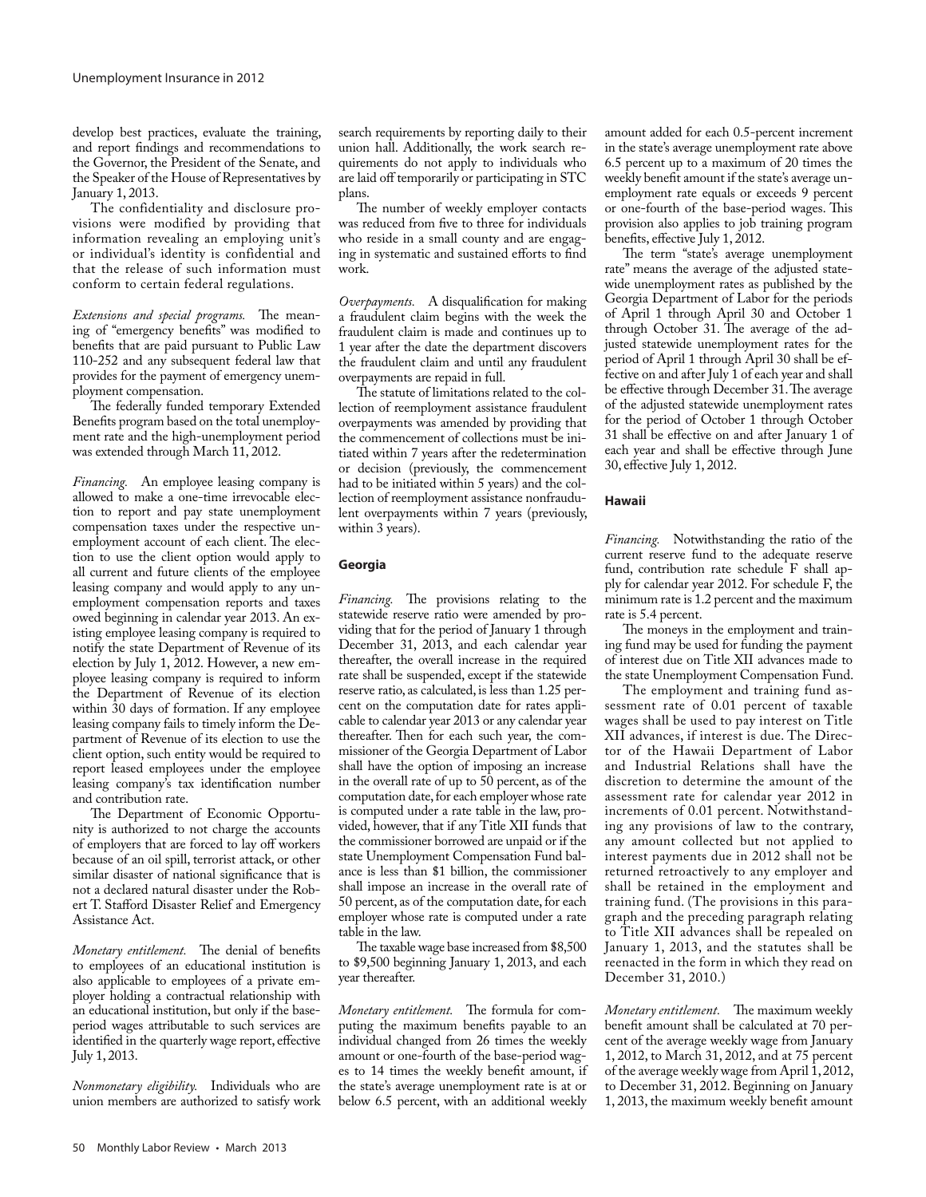develop best practices, evaluate the training, and report findings and recommendations to the Governor, the President of the Senate, and the Speaker of the House of Representatives by January 1, 2013.

The confidentiality and disclosure provisions were modified by providing that information revealing an employing unit's or individual's identity is confidential and that the release of such information must conform to certain federal regulations.

*Extensions and special programs.* The meaning of "emergency benefits" was modified to benefits that are paid pursuant to Public Law 110-252 and any subsequent federal law that provides for the payment of emergency unemployment compensation.

The federally funded temporary Extended Benefits program based on the total unemployment rate and the high-unemployment period was extended through March 11, 2012.

*Financing.* An employee leasing company is allowed to make a one-time irrevocable election to report and pay state unemployment compensation taxes under the respective unemployment account of each client. The election to use the client option would apply to all current and future clients of the employee leasing company and would apply to any unemployment compensation reports and taxes owed beginning in calendar year 2013. An existing employee leasing company is required to notify the state Department of Revenue of its election by July 1, 2012. However, a new employee leasing company is required to inform the Department of Revenue of its election within 30 days of formation. If any employee leasing company fails to timely inform the Department of Revenue of its election to use the client option, such entity would be required to report leased employees under the employee leasing company's tax identification number and contribution rate.

The Department of Economic Opportunity is authorized to not charge the accounts of employers that are forced to lay off workers because of an oil spill, terrorist attack, or other similar disaster of national significance that is not a declared natural disaster under the Robert T. Stafford Disaster Relief and Emergency Assistance Act.

*Monetary entitlement.* The denial of benefits to employees of an educational institution is also applicable to employees of a private employer holding a contractual relationship with an educational institution, but only if the base-period wages attributable to such services are identified in the quarterly wage report, effective July 1, 2013.

*Nonmonetary eligibility.* Individuals who are union members are authorized to satisfy work search requirements by reporting daily to their union hall. Additionally, the work search requirements do not apply to individuals who are laid off temporarily or participating in STC plans.

The number of weekly employer contacts was reduced from five to three for individuals who reside in a small county and are engaging in systematic and sustained efforts to find work.

*Overpayments.* A disqualification for making a fraudulent claim begins with the week the fraudulent claim is made and continues up to 1 year after the date the department discovers the fraudulent claim and until any fraudulent overpayments are repaid in full.

The statute of limitations related to the collection of reemployment assistance fraudulent overpayments was amended by providing that the commencement of collections must be initiated within 7 years after the redetermination or decision (previously, the commencement had to be initiated within 5 years) and the collection of reemployment assistance nonfraudulent overpayments within 7 years (previously, within 3 years).

### Georgia

*Financing.* The provisions relating to the statewide reserve ratio were amended by providing that for the period of January 1 through December 31, 2013, and each calendar year thereafter, the overall increase in the required rate shall be suspended, except if the statewide reserve ratio, as calculated, is less than 1.25 percent on the computation date for rates applicable to calendar year 2013 or any calendar year thereafter. Then for each such year, the commissioner of the Georgia Department of Labor shall have the option of imposing an increase in the overall rate of up to 50 percent, as of the computation date, for each employer whose rate is computed under a rate table in the law, provided, however, that if any Title XII funds that the commissioner borrowed are unpaid or if the state Unemployment Compensation Fund balance is less than $1 billion, the commissioner shall impose an increase in the overall rate of 50 percent, as of the computation date, for each employer whose rate is computed under a rate table in the law.

The taxable wage base increased from $8,500 to $9,500 beginning January 1, 2013, and each year thereafter.

*Monetary entitlement.* The formula for computing the maximum benefits payable to an individual changed from 26 times the weekly amount or one-fourth of the base-period wages to 14 times the weekly benefit amount, if the state's average unemployment rate is at or below 6.5 percent, with an additional weekly amount added for each 0.5-percent increment in the state's average unemployment rate above 6.5 percent up to a maximum of 20 times the weekly benefit amount if the state's average unemployment rate equals or exceeds 9 percent or one-fourth of the base-period wages. This provision also applies to job training program benefits, effective July 1, 2012.

The term "state's average unemployment rate" means the average of the adjusted statewide unemployment rates as published by the Georgia Department of Labor for the periods of April 1 through April 30 and October 1 through October 31. The average of the adjusted statewide unemployment rates for the period of April 1 through April 30 shall be effective on and after July 1 of each year and shall be effective through December 31. The average of the adjusted statewide unemployment rates for the period of October 1 through October 31 shall be effective on and after January 1 of each year and shall be effective through June 30, effective July 1, 2012.

### Hawaii

*Financing.* Notwithstanding the ratio of the current reserve fund to the adequate reserve fund, contribution rate schedule F shall apply for calendar year 2012. For schedule F, the minimum rate is 1.2 percent and the maximum rate is 5.4 percent.

The moneys in the employment and training fund may be used for funding the payment of interest due on Title XII advances made to the state Unemployment Compensation Fund.

The employment and training fund assessment rate of 0.01 percent of taxable wages shall be used to pay interest on Title XII advances, if interest is due. The Director of the Hawaii Department of Labor and Industrial Relations shall have the discretion to determine the amount of the assessment rate for calendar year 2012 in increments of 0.01 percent. Notwithstanding any provisions of law to the contrary, any amount collected but not applied to interest payments due in 2012 shall not be returned retroactively to any employer and shall be retained in the employment and training fund. (The provisions in this paragraph and the preceding paragraph relating to Title XII advances shall be repealed on January 1, 2013, and the statutes shall be reenacted in the form in which they read on December 31, 2010.)

*Monetary entitlement.* The maximum weekly benefit amount shall be calculated at 70 percent of the average weekly wage from January 1, 2012, to March 31, 2012, and at 75 percent of the average weekly wage from April 1, 2012, to December 31, 2012. Beginning on January 1, 2013, the maximum weekly benefit amount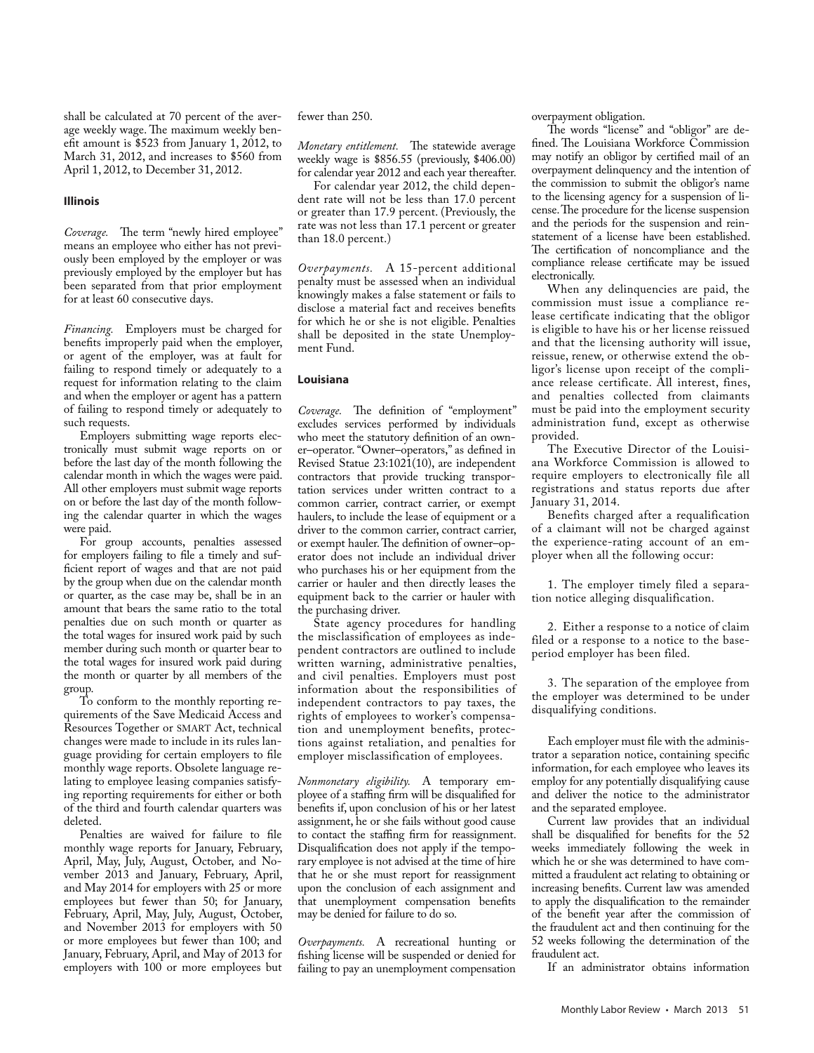shall be calculated at 70 percent of the average weekly wage. The maximum weekly benefit amount is $523 from January 1, 2012, to March 31, 2012, and increases to $560 from April 1, 2012, to December 31, 2012.

### Illinois

*Coverage.* The term "newly hired employee" means an employee who either has not previously been employed by the employer or was previously employed by the employer but has been separated from that prior employment for at least 60 consecutive days.

*Financing.* Employers must be charged for benefits improperly paid when the employer, or agent of the employer, was at fault for failing to respond timely or adequately to a request for information relating to the claim and when the employer or agent has a pattern of failing to respond timely or adequately to such requests.

Employers submitting wage reports electronically must submit wage reports on or before the last day of the month following the calendar month in which the wages were paid. All other employers must submit wage reports on or before the last day of the month following the calendar quarter in which the wages were paid.

For group accounts, penalties assessed for employers failing to file a timely and sufficient report of wages and that are not paid by the group when due on the calendar month or quarter, as the case may be, shall be in an amount that bears the same ratio to the total penalties due on such month or quarter as the total wages for insured work paid by such member during such month or quarter bear to the total wages for insured work paid during the month or quarter by all members of the group.

To conform to the monthly reporting requirements of the Save Medicaid Access and Resources Together or SMART Act, technical changes were made to include in its rules language providing for certain employers to file monthly wage reports. Obsolete language relating to employee leasing companies satisfying reporting requirements for either or both of the third and fourth calendar quarters was deleted.

Penalties are waived for failure to file monthly wage reports for January, February, April, May, July, August, October, and November 2013 and January, February, April, and May 2014 for employers with 25 or more employees but fewer than 50; for January, February, April, May, July, August, October, and November 2013 for employers with 50 or more employees but fewer than 100; and January, February, April, and May of 2013 for employers with 100 or more employees but fewer than 250.

*Monetary entitlement.* The statewide average weekly wage is $856.55 (previously, $406.00) for calendar year 2012 and each year thereafter.

For calendar year 2012, the child dependent rate will not be less than 17.0 percent or greater than 17.9 percent. (Previously, the rate was not less than 17.1 percent or greater than 18.0 percent.)

*Overpayments.* A 15-percent additional penalty must be assessed when an individual knowingly makes a false statement or fails to disclose a material fact and receives benefits for which he or she is not eligible. Penalties shall be deposited in the state Unemployment Fund.

### Louisiana

*Coverage.* The definition of "employment" excludes services performed by individuals who meet the statutory definition of an owner–operator. "Owner–operators," as defined in Revised Statue 23:1021(10), are independent contractors that provide trucking transportation services under written contract to a common carrier, contract carrier, or exempt haulers, to include the lease of equipment or a driver to the common carrier, contract carrier, or exempt hauler. The definition of owner–operator does not include an individual driver who purchases his or her equipment from the carrier or hauler and then directly leases the equipment back to the carrier or hauler with the purchasing driver.

State agency procedures for handling the misclassification of employees as independent contractors are outlined to include written warning, administrative penalties, and civil penalties. Employers must post information about the responsibilities of independent contractors to pay taxes, the rights of employees to worker's compensation and unemployment benefits, protections against retaliation, and penalties for employer misclassification of employees.

*Nonmonetary eligibility.* A temporary employee of a staffing firm will be disqualified for benefits if, upon conclusion of his or her latest assignment, he or she fails without good cause to contact the staffing firm for reassignment. Disqualification does not apply if the temporary employee is not advised at the time of hire that he or she must report for reassignment upon the conclusion of each assignment and that unemployment compensation benefits may be denied for failure to do so.

*Overpayments.* A recreational hunting or fishing license will be suspended or denied for failing to pay an unemployment compensation overpayment obligation.

The words "license" and "obligor" are defined. The Louisiana Workforce Commission may notify an obligor by certified mail of an overpayment delinquency and the intention of the commission to submit the obligor's name to the licensing agency for a suspension of license. The procedure for the license suspension and the periods for the suspension and reinstatement of a license have been established. The certification of noncompliance and the compliance release certificate may be issued electronically.

When any delinquencies are paid, the commission must issue a compliance release certificate indicating that the obligor is eligible to have his or her license reissued and that the licensing authority will issue, reissue, renew, or otherwise extend the obligor's license upon receipt of the compliance release certificate. All interest, fines, and penalties collected from claimants must be paid into the employment security administration fund, except as otherwise provided.

The Executive Director of the Louisiana Workforce Commission is allowed to require employers to electronically file all registrations and status reports due after January 31, 2014.

Benefits charged after a requalification of a claimant will not be charged against the experience-rating account of an employer when all the following occur:

1. The employer timely filed a separation notice alleging disqualification.

2. Either a response to a notice of claim filed or a response to a notice to the base-period employer has been filed.

3. The separation of the employee from the employer was determined to be under disqualifying conditions.

Each employer must file with the administrator a separation notice, containing specific information, for each employee who leaves its employ for any potentially disqualifying cause and deliver the notice to the administrator and the separated employee.

Current law provides that an individual shall be disqualified for benefits for the 52 weeks immediately following the week in which he or she was determined to have committed a fraudulent act relating to obtaining or increasing benefits. Current law was amended to apply the disqualification to the remainder of the benefit year after the commission of the fraudulent act and then continuing for the 52 weeks following the determination of the fraudulent act.

If an administrator obtains information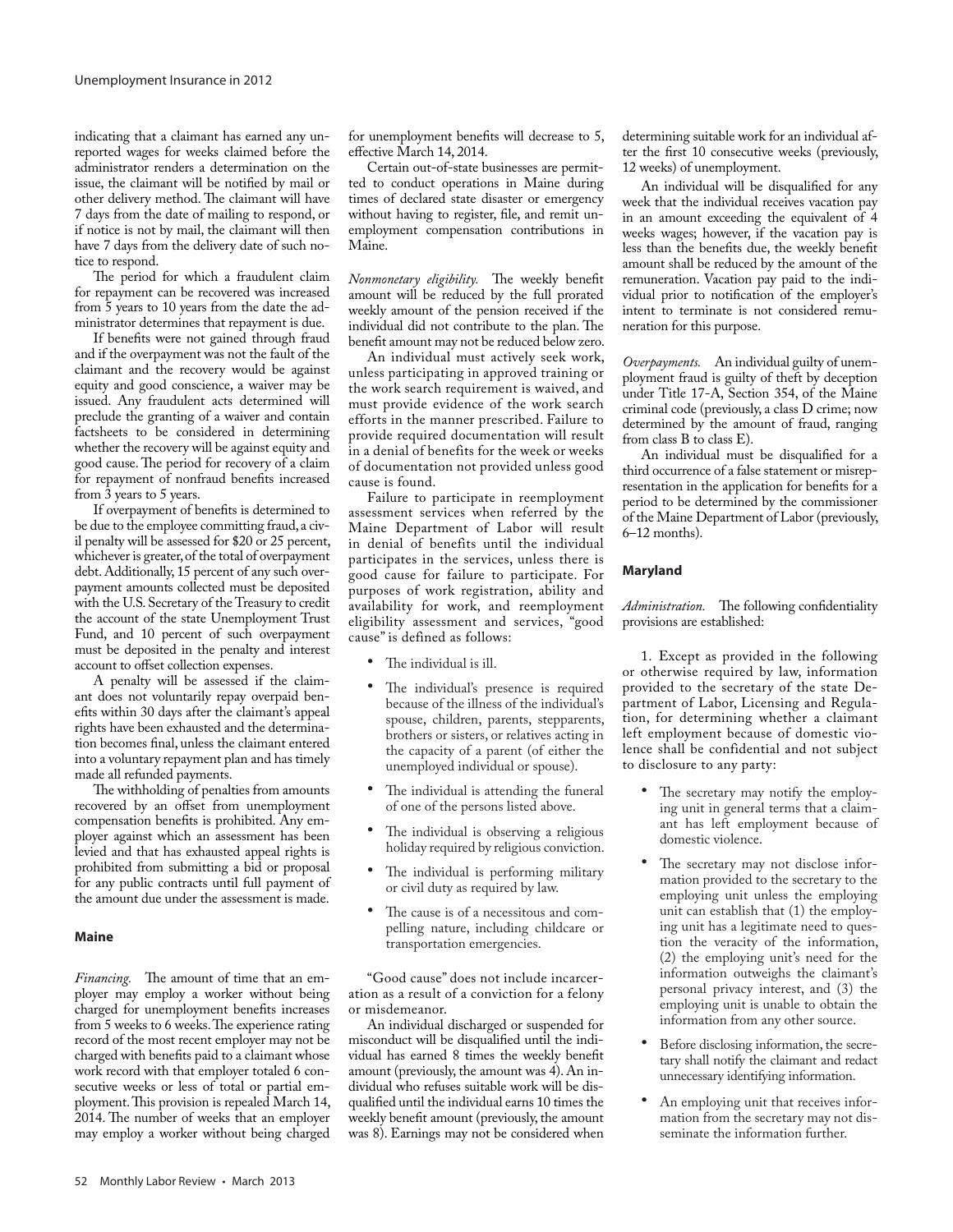indicating that a claimant has earned any unreported wages for weeks claimed before the administrator renders a determination on the issue, the claimant will be notified by mail or other delivery method. The claimant will have 7 days from the date of mailing to respond, or if notice is not by mail, the claimant will then have 7 days from the delivery date of such notice to respond.

The period for which a fraudulent claim for repayment can be recovered was increased from 5 years to 10 years from the date the administrator determines that repayment is due.

If benefits were not gained through fraud and if the overpayment was not the fault of the claimant and the recovery would be against equity and good conscience, a waiver may be issued. Any fraudulent acts determined will preclude the granting of a waiver and contain factsheets to be considered in determining whether the recovery will be against equity and good cause. The period for recovery of a claim for repayment of nonfraud benefits increased from 3 years to 5 years.

If overpayment of benefits is determined to be due to the employee committing fraud, a civil penalty will be assessed for $20 or 25 percent, whichever is greater, of the total of overpayment debt. Additionally, 15 percent of any such overpayment amounts collected must be deposited with the U.S. Secretary of the Treasury to credit the account of the state Unemployment Trust Fund, and 10 percent of such overpayment must be deposited in the penalty and interest account to offset collection expenses.

A penalty will be assessed if the claimant does not voluntarily repay overpaid benefits within 30 days after the claimant's appeal rights have been exhausted and the determination becomes final, unless the claimant entered into a voluntary repayment plan and has timely made all refunded payments.

The withholding of penalties from amounts recovered by an offset from unemployment compensation benefits is prohibited. Any employer against which an assessment has been levied and that has exhausted appeal rights is prohibited from submitting a bid or proposal for any public contracts until full payment of the amount due under the assessment is made.

## Maine

*Financing.* The amount of time that an employer may employ a worker without being charged for unemployment benefits increases from 5 weeks to 6 weeks. The experience rating record of the most recent employer may not be charged with benefits paid to a claimant whose work record with that employer totaled 6 consecutive weeks or less of total or partial employment. This provision is repealed March 14, 2014. The number of weeks that an employer may employ a worker without being charged for unemployment benefits will decrease to 5, effective March 14, 2014.

Certain out-of-state businesses are permitted to conduct operations in Maine during times of declared state disaster or emergency without having to register, file, and remit unemployment compensation contributions in Maine.

*Nonmonetary eligibility.* The weekly benefit amount will be reduced by the full prorated weekly amount of the pension received if the individual did not contribute to the plan. The benefit amount may not be reduced below zero.

An individual must actively seek work, unless participating in approved training or the work search requirement is waived, and must provide evidence of the work search efforts in the manner prescribed. Failure to provide required documentation will result in a denial of benefits for the week or weeks of documentation not provided unless good cause is found.

Failure to participate in reemployment assessment services when referred by the Maine Department of Labor will result in denial of benefits until the individual participates in the services, unless there is good cause for failure to participate. For purposes of work registration, ability and availability for work, and reemployment eligibility assessment and services, "good cause" is defined as follows:

- The individual is ill.
- The individual's presence is required because of the illness of the individual's spouse, children, parents, stepparents, brothers or sisters, or relatives acting in the capacity of a parent (of either the unemployed individual or spouse).
- The individual is attending the funeral of one of the persons listed above.
- The individual is observing a religious holiday required by religious conviction.
- The individual is performing military or civil duty as required by law.
- The cause is of a necessitous and compelling nature, including childcare or transportation emergencies.

"Good cause" does not include incarceration as a result of a conviction for a felony or misdemeanor.

An individual discharged or suspended for misconduct will be disqualified until the individual has earned 8 times the weekly benefit amount (previously, the amount was 4). An individual who refuses suitable work will be disqualified until the individual earns 10 times the weekly benefit amount (previously, the amount was 8). Earnings may not be considered when determining suitable work for an individual after the first 10 consecutive weeks (previously, 12 weeks) of unemployment.

An individual will be disqualified for any week that the individual receives vacation pay in an amount exceeding the equivalent of 4 weeks wages; however, if the vacation pay is less than the benefits due, the weekly benefit amount shall be reduced by the amount of the remuneration. Vacation pay paid to the individual prior to notification of the employer's intent to terminate is not considered remuneration for this purpose.

*Overpayments.* An individual guilty of unemployment fraud is guilty of theft by deception under Title 17-A, Section 354, of the Maine criminal code (previously, a class D crime; now determined by the amount of fraud, ranging from class B to class E).

An individual must be disqualified for a third occurrence of a false statement or misrepresentation in the application for benefits for a period to be determined by the commissioner of the Maine Department of Labor (previously, 6–12 months).

## Maryland

*Administration.* The following confidentiality provisions are established:

1. Except as provided in the following or otherwise required by law, information provided to the secretary of the state Department of Labor, Licensing and Regulation, for determining whether a claimant left employment because of domestic violence shall be confidential and not subject to disclosure to any party:

   - The secretary may notify the employing unit in general terms that a claimant has left employment because of domestic violence.
   - The secretary may not disclose information provided to the secretary to the employing unit unless the employing unit can establish that (1) the employing unit has a legitimate need to question the veracity of the information, (2) the employing unit's need for the information outweighs the claimant's personal privacy interest, and (3) the employing unit is unable to obtain the information from any other source.
   - Before disclosing information, the secretary shall notify the claimant and redact unnecessary identifying information.
   - An employing unit that receives information from the secretary may not disseminate the information further.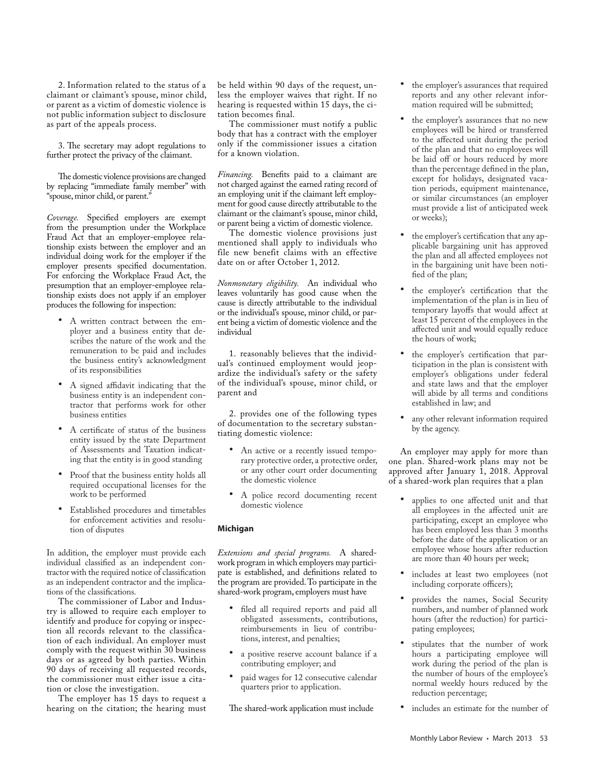2. Information related to the status of a claimant or claimant's spouse, minor child, or parent as a victim of domestic violence is not public information subject to disclosure as part of the appeals process.

3. The secretary may adopt regulations to further protect the privacy of the claimant.

The domestic violence provisions are changed by replacing "immediate family member" with "spouse, minor child, or parent."

*Coverage.* Specified employers are exempt from the presumption under the Workplace Fraud Act that an employer-employee relationship exists between the employer and an individual doing work for the employer if the employer presents specified documentation. For enforcing the Workplace Fraud Act, the presumption that an employer-employee relationship exists does not apply if an employer produces the following for inspection:

- A written contract between the employer and a business entity that describes the nature of the work and the remuneration to be paid and includes the business entity's acknowledgment of its responsibilities
- A signed affidavit indicating that the business entity is an independent contractor that performs work for other business entities
- A certificate of status of the business entity issued by the state Department of Assessments and Taxation indicating that the entity is in good standing
- Proof that the business entity holds all required occupational licenses for the work to be performed
- Established procedures and timetables for enforcement activities and resolution of disputes

In addition, the employer must provide each individual classified as an independent contractor with the required notice of classification as an independent contractor and the implications of the classifications.

The commissioner of Labor and Industry is allowed to require each employer to identify and produce for copying or inspection all records relevant to the classification of each individual. An employer must comply with the request within 30 business days or as agreed by both parties. Within 90 days of receiving all requested records, the commissioner must either issue a citation or close the investigation.

The employer has 15 days to request a hearing on the citation; the hearing must be held within 90 days of the request, unless the employer waives that right. If no hearing is requested within 15 days, the citation becomes final.

The commissioner must notify a public body that has a contract with the employer only if the commissioner issues a citation for a known violation.

*Financing.* Benefits paid to a claimant are not charged against the earned rating record of an employing unit if the claimant left employment for good cause directly attributable to the claimant or the claimant's spouse, minor child, or parent being a victim of domestic violence.

The domestic violence provisions just mentioned shall apply to individuals who file new benefit claims with an effective date on or after October 1, 2012.

*Nonmonetary eligibility.* An individual who leaves voluntarily has good cause when the cause is directly attributable to the individual or the individual's spouse, minor child, or parent being a victim of domestic violence and the individual

1. reasonably believes that the individual's continued employment would jeopardize the individual's safety or the safety of the individual's spouse, minor child, or parent and

2. provides one of the following types of documentation to the secretary substantiating domestic violence:

- An active or a recently issued temporary protective order, a protective order, or any other court order documenting the domestic violence
- A police record documenting recent domestic violence

### Michigan

*Extensions and special programs.* A shared-work program in which employers may participate is established, and definitions related to the program are provided. To participate in the shared-work program, employers must have

- filed all required reports and paid all obligated assessments, contributions, reimbursements in lieu of contributions, interest, and penalties;
- a positive reserve account balance if a contributing employer; and
- paid wages for 12 consecutive calendar quarters prior to application.

The shared-work application must include

- the employer's assurances that required reports and any other relevant information required will be submitted;
- the employer's assurances that no new employees will be hired or transferred to the affected unit during the period of the plan and that no employees will be laid off or hours reduced by more than the percentage defined in the plan, except for holidays, designated vacation periods, equipment maintenance, or similar circumstances (an employer must provide a list of anticipated week or weeks);
- the employer's certification that any applicable bargaining unit has approved the plan and all affected employees not in the bargaining unit have been notified of the plan;
- the employer's certification that the implementation of the plan is in lieu of temporary layoffs that would affect at least 15 percent of the employees in the affected unit and would equally reduce the hours of work;
- the employer's certification that participation in the plan is consistent with employer's obligations under federal and state laws and that the employer will abide by all terms and conditions established in law; and
- any other relevant information required by the agency.

An employer may apply for more than one plan. Shared-work plans may not be approved after January 1, 2018. Approval of a shared-work plan requires that a plan

- applies to one affected unit and that all employees in the affected unit are participating, except an employee who has been employed less than 3 months before the date of the application or an employee whose hours after reduction are more than 40 hours per week;
- includes at least two employees (not including corporate officers);
- provides the names, Social Security numbers, and number of planned work hours (after the reduction) for participating employees;
- stipulates that the number of work hours a participating employee will work during the period of the plan is the number of hours of the employee's normal weekly hours reduced by the reduction percentage;
- includes an estimate for the number of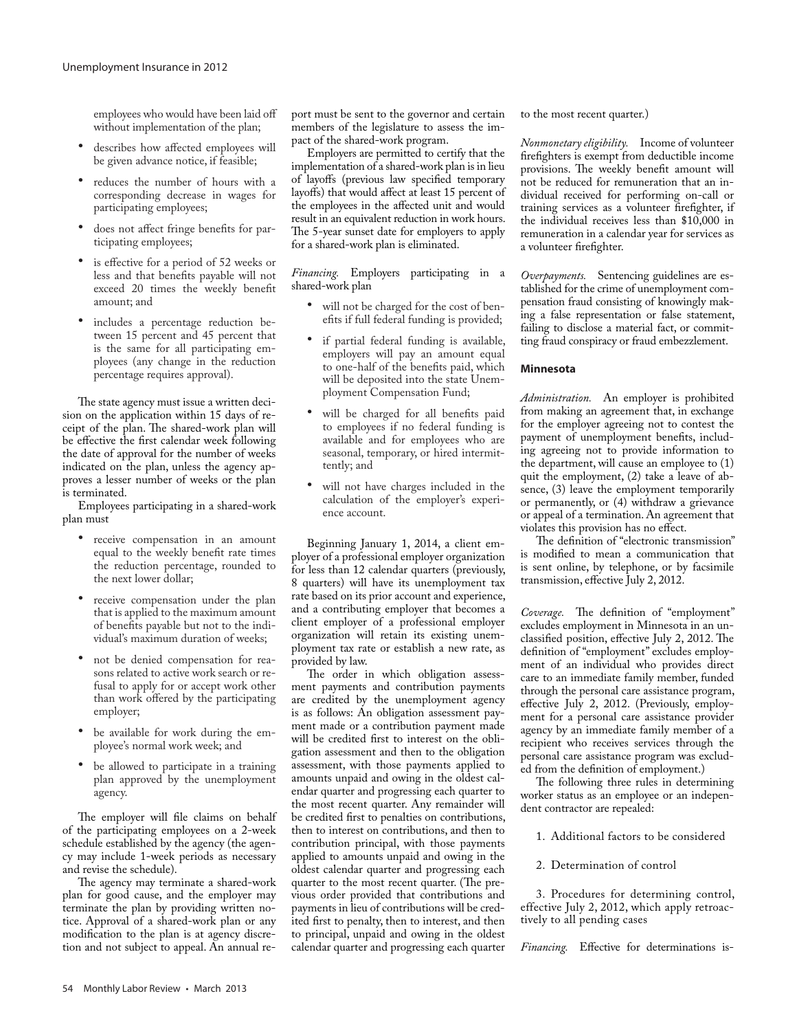employees who would have been laid off without implementation of the plan;

- describes how affected employees will be given advance notice, if feasible;
- reduces the number of hours with a corresponding decrease in wages for participating employees;
- does not affect fringe benefits for participating employees;
- is effective for a period of 52 weeks or less and that benefits payable will not exceed 20 times the weekly benefit amount; and
- includes a percentage reduction between 15 percent and 45 percent that is the same for all participating employees (any change in the reduction percentage requires approval).

The state agency must issue a written decision on the application within 15 days of receipt of the plan. The shared-work plan will be effective the first calendar week following the date of approval for the number of weeks indicated on the plan, unless the agency approves a lesser number of weeks or the plan is terminated.

Employees participating in a shared-work plan must

- receive compensation in an amount equal to the weekly benefit rate times the reduction percentage, rounded to the next lower dollar;
- receive compensation under the plan that is applied to the maximum amount of benefits payable but not to the individual's maximum duration of weeks;
- not be denied compensation for reasons related to active work search or refusal to apply for or accept work other than work offered by the participating employer;
- be available for work during the employee's normal work week; and
- be allowed to participate in a training plan approved by the unemployment agency.

The employer will file claims on behalf of the participating employees on a 2-week schedule established by the agency (the agency may include 1-week periods as necessary and revise the schedule).

The agency may terminate a shared-work plan for good cause, and the employer may terminate the plan by providing written notice. Approval of a shared-work plan or any modification to the plan is at agency discretion and not subject to appeal. An annual report must be sent to the governor and certain members of the legislature to assess the impact of the shared-work program.

Employers are permitted to certify that the implementation of a shared-work plan is in lieu of layoffs (previous law specified temporary layoffs) that would affect at least 15 percent of the employees in the affected unit and would result in an equivalent reduction in work hours. The 5-year sunset date for employers to apply for a shared-work plan is eliminated.

*Financing.* Employers participating in a shared-work plan

- will not be charged for the cost of benefits if full federal funding is provided;
- if partial federal funding is available, employers will pay an amount equal to one-half of the benefits paid, which will be deposited into the state Unemployment Compensation Fund;
- will be charged for all benefits paid to employees if no federal funding is available and for employees who are seasonal, temporary, or hired intermittently; and
- will not have charges included in the calculation of the employer's experience account.

Beginning January 1, 2014, a client employer of a professional employer organization for less than 12 calendar quarters (previously, 8 quarters) will have its unemployment tax rate based on its prior account and experience, and a contributing employer that becomes a client employer of a professional employer organization will retain its existing unemployment tax rate or establish a new rate, as provided by law.

The order in which obligation assessment payments and contribution payments are credited by the unemployment agency is as follows: An obligation assessment payment made or a contribution payment made will be credited first to interest on the obligation assessment and then to the obligation assessment, with those payments applied to amounts unpaid and owing in the oldest calendar quarter and progressing each quarter to the most recent quarter. Any remainder will be credited first to penalties on contributions, then to interest on contributions, and then to contribution principal, with those payments applied to amounts unpaid and owing in the oldest calendar quarter and progressing each quarter to the most recent quarter. (The previous order provided that contributions and payments in lieu of contributions will be credited first to penalty, then to interest, and then to principal, unpaid and owing in the oldest calendar quarter and progressing each quarter to the most recent quarter.)

*Nonmonetary eligibility.* Income of volunteer firefighters is exempt from deductible income provisions. The weekly benefit amount will not be reduced for remuneration that an individual received for performing on-call or training services as a volunteer firefighter, if the individual receives less than $10,000 in remuneration in a calendar year for services as a volunteer firefighter.

*Overpayments.* Sentencing guidelines are established for the crime of unemployment compensation fraud consisting of knowingly making a false representation or false statement, failing to disclose a material fact, or committing fraud conspiracy or fraud embezzlement.

### Minnesota

*Administration.* An employer is prohibited from making an agreement that, in exchange for the employer agreeing not to contest the payment of unemployment benefits, including agreeing not to provide information to the department, will cause an employee to (1) quit the employment, (2) take a leave of absence, (3) leave the employment temporarily or permanently, or (4) withdraw a grievance or appeal of a termination. An agreement that violates this provision has no effect.

The definition of "electronic transmission" is modified to mean a communication that is sent online, by telephone, or by facsimile transmission, effective July 2, 2012.

*Coverage.* The definition of "employment" excludes employment in Minnesota in an unclassified position, effective July 2, 2012. The definition of "employment" excludes employment of an individual who provides direct care to an immediate family member, funded through the personal care assistance program, effective July 2, 2012. (Previously, employment for a personal care assistance provider agency by an immediate family member of a recipient who receives services through the personal care assistance program was excluded from the definition of employment.)

The following three rules in determining worker status as an employee or an independent contractor are repealed:

1. Additional factors to be considered
2. Determination of control
3. Procedures for determining control, effective July 2, 2012, which apply retroactively to all pending cases

*Financing.* Effective for determinations is-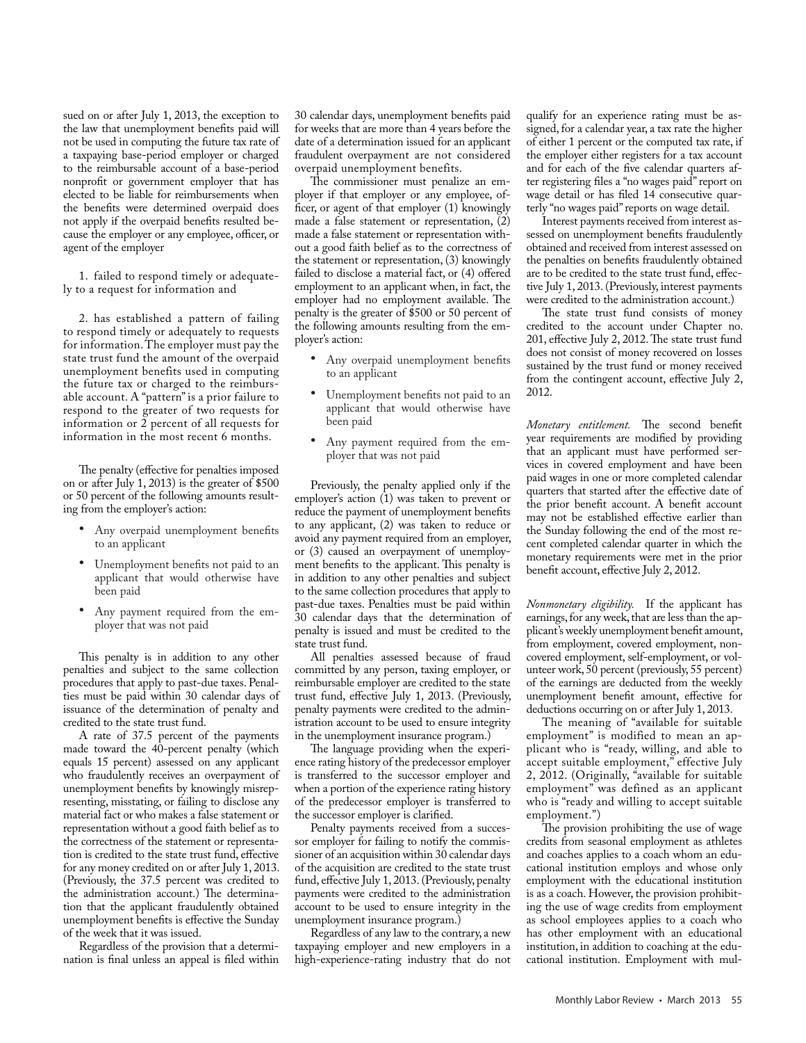sued on or after July 1, 2013, the exception to the law that unemployment benefits paid will not be used in computing the future tax rate of a taxpaying base-period employer or charged to the reimbursable account of a base-period nonprofit or government employer that has elected to be liable for reimbursements when the benefits were determined overpaid does not apply if the overpaid benefits resulted because the employer or any employee, officer, or agent of the employer

1. failed to respond timely or adequately to a request for information and

2. has established a pattern of failing to respond timely or adequately to requests for information. The employer must pay the state trust fund the amount of the overpaid unemployment benefits used in computing the future tax or charged to the reimbursable account. A "pattern" is a prior failure to respond to the greater of two requests for information or 2 percent of all requests for information in the most recent 6 months.

The penalty (effective for penalties imposed on or after July 1, 2013) is the greater of $500 or 50 percent of the following amounts resulting from the employer's action:

- Any overpaid unemployment benefits to an applicant
- Unemployment benefits not paid to an applicant that would otherwise have been paid
- Any payment required from the employer that was not paid

This penalty is in addition to any other penalties and subject to the same collection procedures that apply to past-due taxes. Penalties must be paid within 30 calendar days of issuance of the determination of penalty and credited to the state trust fund.

A rate of 37.5 percent of the payments made toward the 40-percent penalty (which equals 15 percent) assessed on any applicant who fraudulently receives an overpayment of unemployment benefits by knowingly misrepresenting, misstating, or failing to disclose any material fact or who makes a false statement or representation without a good faith belief as to the correctness of the statement or representation is credited to the state trust fund, effective for any money credited on or after July 1, 2013. (Previously, the 37.5 percent was credited to the administration account.) The determination that the applicant fraudulently obtained unemployment benefits is effective the Sunday of the week that it was issued.

Regardless of the provision that a determination is final unless an appeal is filed within 30 calendar days, unemployment benefits paid for weeks that are more than 4 years before the date of a determination issued for an applicant fraudulent overpayment are not considered overpaid unemployment benefits.

The commissioner must penalize an employer if that employer or any employee, officer, or agent of that employer (1) knowingly made a false statement or representation, (2) made a false statement or representation without a good faith belief as to the correctness of the statement or representation, (3) knowingly failed to disclose a material fact, or (4) offered employment to an applicant when, in fact, the employer had no employment available. The penalty is the greater of $500 or 50 percent of the following amounts resulting from the employer's action:

- Any overpaid unemployment benefits to an applicant
- Unemployment benefits not paid to an applicant that would otherwise have been paid
- Any payment required from the employer that was not paid

Previously, the penalty applied only if the employer's action (1) was taken to prevent or reduce the payment of unemployment benefits to any applicant, (2) was taken to reduce or avoid any payment required from an employer, or (3) caused an overpayment of unemployment benefits to the applicant. This penalty is in addition to any other penalties and subject to the same collection procedures that apply to past-due taxes. Penalties must be paid within 30 calendar days that the determination of penalty is issued and must be credited to the state trust fund.

All penalties assessed because of fraud committed by any person, taxing employer, or reimbursable employer are credited to the state trust fund, effective July 1, 2013. (Previously, penalty payments were credited to the administration account to be used to ensure integrity in the unemployment insurance program.)

The language providing when the experience rating history of the predecessor employer is transferred to the successor employer and when a portion of the experience rating history of the predecessor employer is transferred to the successor employer is clarified.

Penalty payments received from a successor employer for failing to notify the commissioner of an acquisition within 30 calendar days of the acquisition are credited to the state trust fund, effective July 1, 2013. (Previously, penalty payments were credited to the administration account to be used to ensure integrity in the unemployment insurance program.)

Regardless of any law to the contrary, a new taxpaying employer and new employers in a high-experience-rating industry that do not qualify for an experience rating must be assigned, for a calendar year, a tax rate the higher of either 1 percent or the computed tax rate, if the employer either registers for a tax account and for each of the five calendar quarters after registering files a "no wages paid" report on wage detail or has filed 14 consecutive quarterly "no wages paid" reports on wage detail.

Interest payments received from interest assessed on unemployment benefits fraudulently obtained and received from interest assessed on the penalties on benefits fraudulently obtained are to be credited to the state trust fund, effective July 1, 2013. (Previously, interest payments were credited to the administration account.)

The state trust fund consists of money credited to the account under Chapter no. 201, effective July 2, 2012. The state trust fund does not consist of money recovered on losses sustained by the trust fund or money received from the contingent account, effective July 2, 2012.

*Monetary entitlement.* The second benefit year requirements are modified by providing that an applicant must have performed services in covered employment and have been paid wages in one or more completed calendar quarters that started after the effective date of the prior benefit account. A benefit account may not be established effective earlier than the Sunday following the end of the most recent completed calendar quarter in which the monetary requirements were met in the prior benefit account, effective July 2, 2012.

*Nonmonetary eligibility.* If the applicant has earnings, for any week, that are less than the applicant's weekly unemployment benefit amount, from employment, covered employment, noncovered employment, self-employment, or volunteer work, 50 percent (previously, 55 percent) of the earnings are deducted from the weekly unemployment benefit amount, effective for deductions occurring on or after July 1, 2013.

The meaning of "available for suitable employment" is modified to mean an applicant who is "ready, willing, and able to accept suitable employment," effective July 2, 2012. (Originally, "available for suitable employment" was defined as an applicant who is "ready and willing to accept suitable employment.")

The provision prohibiting the use of wage credits from seasonal employment as athletes and coaches applies to a coach whom an educational institution employs and whose only employment with the educational institution is as a coach. However, the provision prohibiting the use of wage credits from employment as school employees applies to a coach who has other employment with an educational institution, in addition to coaching at the educational institution. Employment with mul-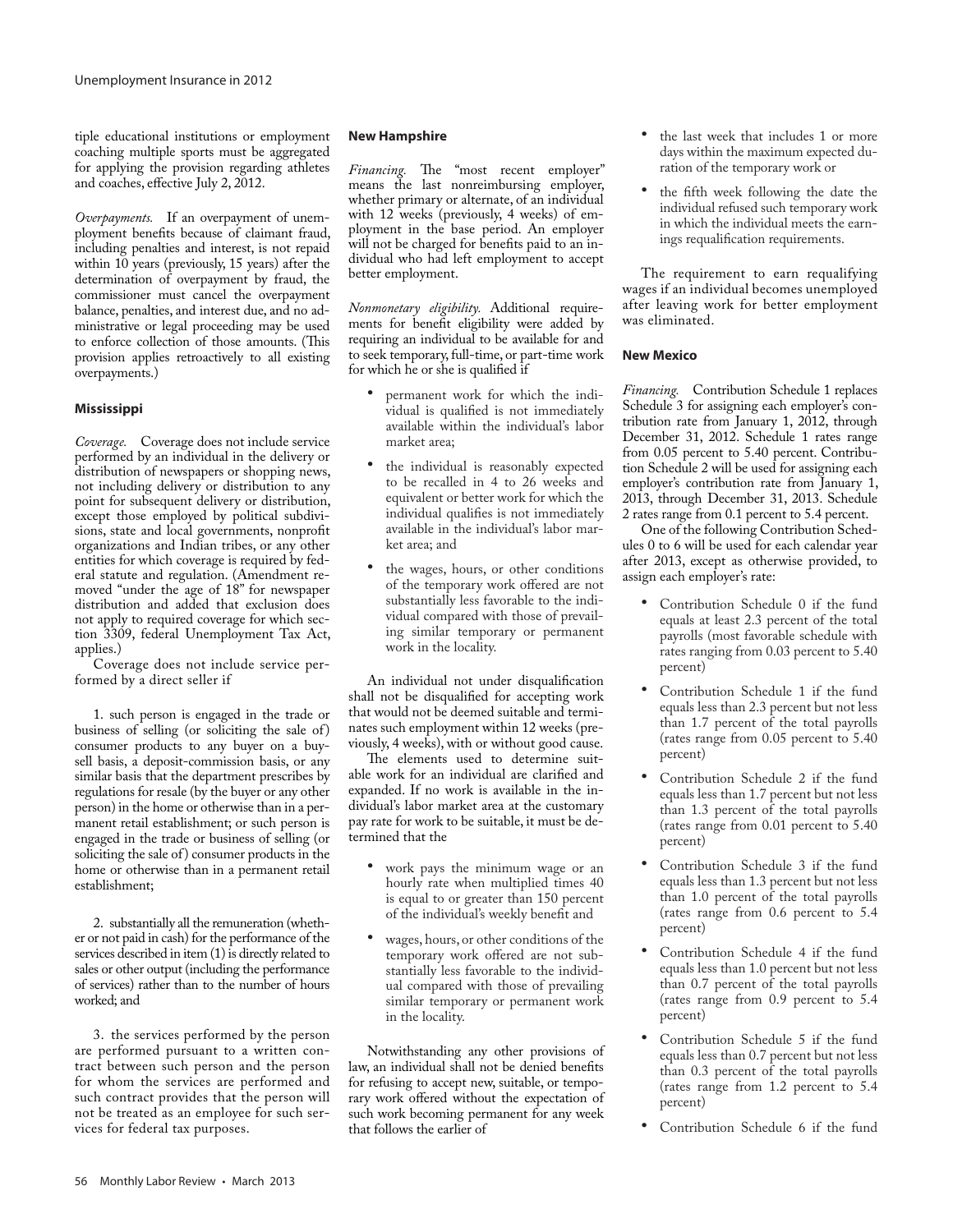tiple educational institutions or employment coaching multiple sports must be aggregated for applying the provision regarding athletes and coaches, effective July 2, 2012.

*Overpayments.* If an overpayment of unemployment benefits because of claimant fraud, including penalties and interest, is not repaid within 10 years (previously, 15 years) after the determination of overpayment by fraud, the commissioner must cancel the overpayment balance, penalties, and interest due, and no administrative or legal proceeding may be used to enforce collection of those amounts. (This provision applies retroactively to all existing overpayments.)

### Mississippi

*Coverage.* Coverage does not include service performed by an individual in the delivery or distribution of newspapers or shopping news, not including delivery or distribution to any point for subsequent delivery or distribution, except those employed by political subdivisions, state and local governments, nonprofit organizations and Indian tribes, or any other entities for which coverage is required by federal statute and regulation. (Amendment removed "under the age of 18" for newspaper distribution and added that exclusion does not apply to required coverage for which section 3309, federal Unemployment Tax Act, applies.)

Coverage does not include service performed by a direct seller if

1. such person is engaged in the trade or business of selling (or soliciting the sale of) consumer products to any buyer on a buy-sell basis, a deposit-commission basis, or any similar basis that the department prescribes by regulations for resale (by the buyer or any other person) in the home or otherwise than in a permanent retail establishment; or such person is engaged in the trade or business of selling (or soliciting the sale of) consumer products in the home or otherwise than in a permanent retail establishment;

2. substantially all the remuneration (whether or not paid in cash) for the performance of the services described in item (1) is directly related to sales or other output (including the performance of services) rather than to the number of hours worked; and

3. the services performed by the person are performed pursuant to a written contract between such person and the person for whom the services are performed and such contract provides that the person will not be treated as an employee for such services for federal tax purposes.

### New Hampshire

*Financing.* The "most recent employer" means the last nonreimbursing employer, whether primary or alternate, of an individual with 12 weeks (previously, 4 weeks) of employment in the base period. An employer will not be charged for benefits paid to an individual who had left employment to accept better employment.

*Nonmonetary eligibility.* Additional requirements for benefit eligibility were added by requiring an individual to be available for and to seek temporary, full-time, or part-time work for which he or she is qualified if

- permanent work for which the individual is qualified is not immediately available within the individual's labor market area;
- the individual is reasonably expected to be recalled in 4 to 26 weeks and equivalent or better work for which the individual qualifies is not immediately available in the individual's labor market area; and
- the wages, hours, or other conditions of the temporary work offered are not substantially less favorable to the individual compared with those of prevailing similar temporary or permanent work in the locality.

An individual not under disqualification shall not be disqualified for accepting work that would not be deemed suitable and terminates such employment within 12 weeks (previously, 4 weeks), with or without good cause.

The elements used to determine suitable work for an individual are clarified and expanded. If no work is available in the individual's labor market area at the customary pay rate for work to be suitable, it must be determined that the

- work pays the minimum wage or an hourly rate when multiplied times 40 is equal to or greater than 150 percent of the individual's weekly benefit and
- wages, hours, or other conditions of the temporary work offered are not substantially less favorable to the individual compared with those of prevailing similar temporary or permanent work in the locality.

Notwithstanding any other provisions of law, an individual shall not be denied benefits for refusing to accept new, suitable, or temporary work offered without the expectation of such work becoming permanent for any week that follows the earlier of

- the last week that includes 1 or more days within the maximum expected duration of the temporary work or
- the fifth week following the date the individual refused such temporary work in which the individual meets the earnings requalification requirements.

The requirement to earn requalifying wages if an individual becomes unemployed after leaving work for better employment was eliminated.

### New Mexico

*Financing.* Contribution Schedule 1 replaces Schedule 3 for assigning each employer's contribution rate from January 1, 2012, through December 31, 2012. Schedule 1 rates range from 0.05 percent to 5.40 percent. Contribution Schedule 2 will be used for assigning each employer's contribution rate from January 1, 2013, through December 31, 2013. Schedule 2 rates range from 0.1 percent to 5.4 percent.

One of the following Contribution Schedules 0 to 6 will be used for each calendar year after 2013, except as otherwise provided, to assign each employer's rate:

- Contribution Schedule 0 if the fund equals at least 2.3 percent of the total payrolls (most favorable schedule with rates ranging from 0.03 percent to 5.40 percent)
- Contribution Schedule 1 if the fund equals less than 2.3 percent but not less than 1.7 percent of the total payrolls (rates range from 0.05 percent to 5.40 percent)
- Contribution Schedule 2 if the fund equals less than 1.7 percent but not less than 1.3 percent of the total payrolls (rates range from 0.01 percent to 5.40 percent)
- Contribution Schedule 3 if the fund equals less than 1.3 percent but not less than 1.0 percent of the total payrolls (rates range from 0.6 percent to 5.4 percent)
- Contribution Schedule 4 if the fund equals less than 1.0 percent but not less than 0.7 percent of the total payrolls (rates range from 0.9 percent to 5.4 percent)
- Contribution Schedule 5 if the fund equals less than 0.7 percent but not less than 0.3 percent of the total payrolls (rates range from 1.2 percent to 5.4 percent)
- Contribution Schedule 6 if the fund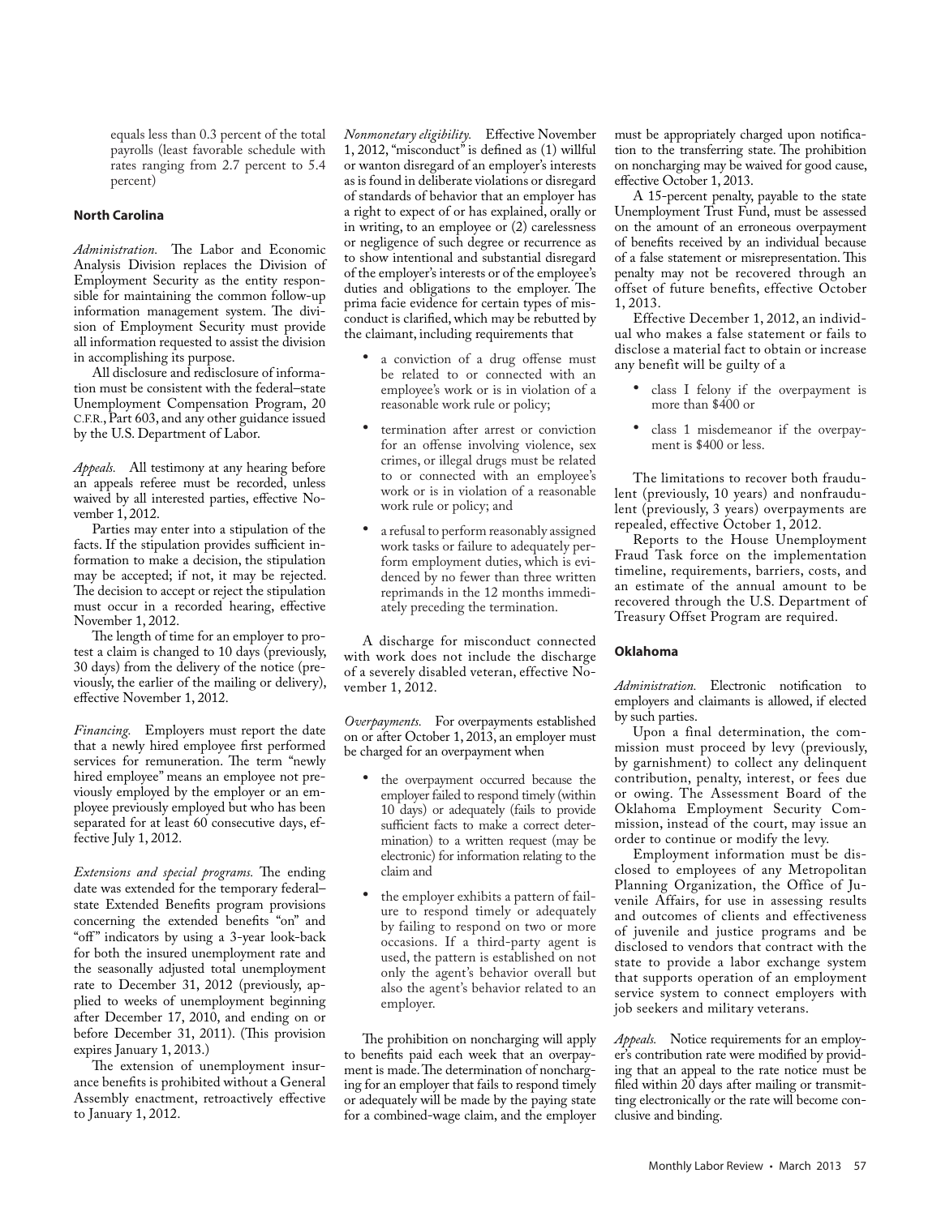equals less than 0.3 percent of the total payrolls (least favorable schedule with rates ranging from 2.7 percent to 5.4 percent)

### North Carolina

*Administration.* The Labor and Economic Analysis Division replaces the Division of Employment Security as the entity responsible for maintaining the common follow-up information management system. The division of Employment Security must provide all information requested to assist the division in accomplishing its purpose.

All disclosure and redisclosure of information must be consistent with the federal–state Unemployment Compensation Program, 20 C.F.R., Part 603, and any other guidance issued by the U.S. Department of Labor.

*Appeals.* All testimony at any hearing before an appeals referee must be recorded, unless waived by all interested parties, effective November 1, 2012.

Parties may enter into a stipulation of the facts. If the stipulation provides sufficient information to make a decision, the stipulation may be accepted; if not, it may be rejected. The decision to accept or reject the stipulation must occur in a recorded hearing, effective November 1, 2012.

The length of time for an employer to protest a claim is changed to 10 days (previously, 30 days) from the delivery of the notice (previously, the earlier of the mailing or delivery), effective November 1, 2012.

*Financing.* Employers must report the date that a newly hired employee first performed services for remuneration. The term "newly hired employee" means an employee not previously employed by the employer or an employee previously employed but who has been separated for at least 60 consecutive days, effective July 1, 2012.

*Extensions and special programs.* The ending date was extended for the temporary federal–state Extended Benefits program provisions concerning the extended benefits "on" and "off" indicators by using a 3-year look-back for both the insured unemployment rate and the seasonally adjusted total unemployment rate to December 31, 2012 (previously, applied to weeks of unemployment beginning after December 17, 2010, and ending on or before December 31, 2011). (This provision expires January 1, 2013.)

The extension of unemployment insurance benefits is prohibited without a General Assembly enactment, retroactively effective to January 1, 2012.

*Nonmonetary eligibility.* Effective November 1, 2012, "misconduct" is defined as (1) willful or wanton disregard of an employer's interests as is found in deliberate violations or disregard of standards of behavior that an employer has a right to expect of or has explained, orally or in writing, to an employee or (2) carelessness or negligence of such degree or recurrence as to show intentional and substantial disregard of the employer's interests or of the employee's duties and obligations to the employer. The prima facie evidence for certain types of misconduct is clarified, which may be rebutted by the claimant, including requirements that

- a conviction of a drug offense must be related to or connected with an employee's work or is in violation of a reasonable work rule or policy;
- termination after arrest or conviction for an offense involving violence, sex crimes, or illegal drugs must be related to or connected with an employee's work or is in violation of a reasonable work rule or policy; and
- a refusal to perform reasonably assigned work tasks or failure to adequately perform employment duties, which is evidenced by no fewer than three written reprimands in the 12 months immediately preceding the termination.

A discharge for misconduct connected with work does not include the discharge of a severely disabled veteran, effective November 1, 2012.

*Overpayments.* For overpayments established on or after October 1, 2013, an employer must be charged for an overpayment when

- the overpayment occurred because the employer failed to respond timely (within 10 days) or adequately (fails to provide sufficient facts to make a correct determination) to a written request (may be electronic) for information relating to the claim and
- the employer exhibits a pattern of failure to respond timely or adequately by failing to respond on two or more occasions. If a third-party agent is used, the pattern is established on not only the agent's behavior overall but also the agent's behavior related to an employer.

The prohibition on noncharging will apply to benefits paid each week that an overpayment is made. The determination of noncharging for an employer that fails to respond timely or adequately will be made by the paying state for a combined-wage claim, and the employer must be appropriately charged upon notification to the transferring state. The prohibition on noncharging may be waived for good cause, effective October 1, 2013.

A 15-percent penalty, payable to the state Unemployment Trust Fund, must be assessed on the amount of an erroneous overpayment of benefits received by an individual because of a false statement or misrepresentation. This penalty may not be recovered through an offset of future benefits, effective October 1, 2013.

Effective December 1, 2012, an individual who makes a false statement or fails to disclose a material fact to obtain or increase any benefit will be guilty of a

- class I felony if the overpayment is more than $400 or
- class 1 misdemeanor if the overpayment is $400 or less.

The limitations to recover both fraudulent (previously, 10 years) and nonfraudulent (previously, 3 years) overpayments are repealed, effective October 1, 2012.

Reports to the House Unemployment Fraud Task force on the implementation timeline, requirements, barriers, costs, and an estimate of the annual amount to be recovered through the U.S. Department of Treasury Offset Program are required.

### Oklahoma

*Administration.* Electronic notification to employers and claimants is allowed, if elected by such parties.

Upon a final determination, the commission must proceed by levy (previously, by garnishment) to collect any delinquent contribution, penalty, interest, or fees due or owing. The Assessment Board of the Oklahoma Employment Security Commission, instead of the court, may issue an order to continue or modify the levy.

Employment information must be disclosed to employees of any Metropolitan Planning Organization, the Office of Juvenile Affairs, for use in assessing results and outcomes of clients and effectiveness of juvenile and justice programs and be disclosed to vendors that contract with the state to provide a labor exchange system that supports operation of an employment service system to connect employers with job seekers and military veterans.

*Appeals.* Notice requirements for an employer's contribution rate were modified by providing that an appeal to the rate notice must be filed within 20 days after mailing or transmitting electronically or the rate will become conclusive and binding.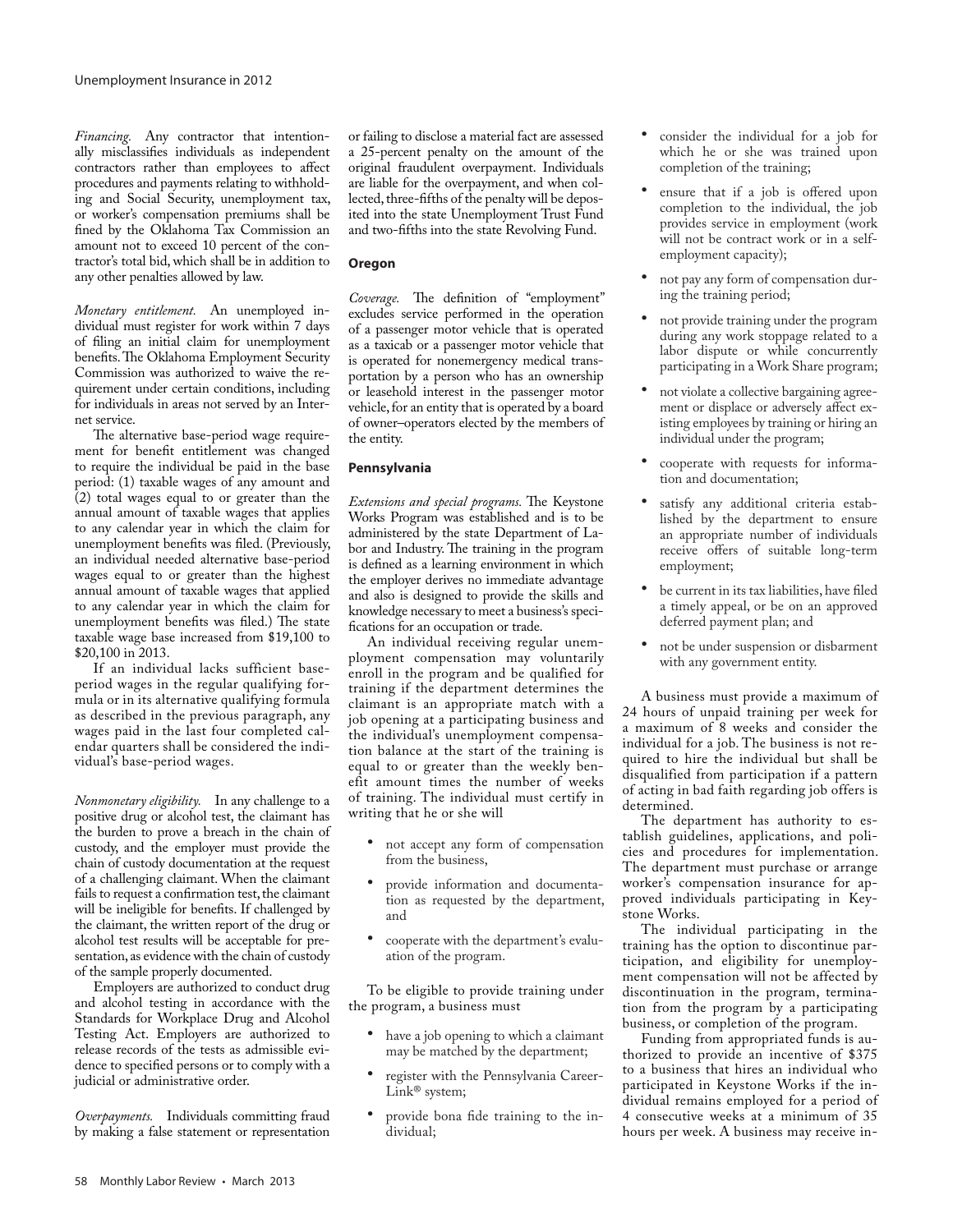*Financing.* Any contractor that intentionally misclassifies individuals as independent contractors rather than employees to affect procedures and payments relating to withholding and Social Security, unemployment tax, or worker's compensation premiums shall be fined by the Oklahoma Tax Commission an amount not to exceed 10 percent of the contractor's total bid, which shall be in addition to any other penalties allowed by law.

*Monetary entitlement.* An unemployed individual must register for work within 7 days of filing an initial claim for unemployment benefits. The Oklahoma Employment Security Commission was authorized to waive the requirement under certain conditions, including for individuals in areas not served by an Internet service.

The alternative base-period wage requirement for benefit entitlement was changed to require the individual be paid in the base period: (1) taxable wages of any amount and (2) total wages equal to or greater than the annual amount of taxable wages that applies to any calendar year in which the claim for unemployment benefits was filed. (Previously, an individual needed alternative base-period wages equal to or greater than the highest annual amount of taxable wages that applied to any calendar year in which the claim for unemployment benefits was filed.) The state taxable wage base increased from $19,100 to $20,100 in 2013.

If an individual lacks sufficient base-period wages in the regular qualifying formula or in its alternative qualifying formula as described in the previous paragraph, any wages paid in the last four completed calendar quarters shall be considered the individual's base-period wages.

*Nonmonetary eligibility.* In any challenge to a positive drug or alcohol test, the claimant has the burden to prove a breach in the chain of custody, and the employer must provide the chain of custody documentation at the request of a challenging claimant. When the claimant fails to request a confirmation test, the claimant will be ineligible for benefits. If challenged by the claimant, the written report of the drug or alcohol test results will be acceptable for presentation, as evidence with the chain of custody of the sample properly documented.

Employers are authorized to conduct drug and alcohol testing in accordance with the Standards for Workplace Drug and Alcohol Testing Act. Employers are authorized to release records of the tests as admissible evidence to specified persons or to comply with a judicial or administrative order.

*Overpayments.* Individuals committing fraud by making a false statement or representation or failing to disclose a material fact are assessed a 25-percent penalty on the amount of the original fraudulent overpayment. Individuals are liable for the overpayment, and when collected, three-fifths of the penalty will be deposited into the state Unemployment Trust Fund and two-fifths into the state Revolving Fund.

### Oregon

*Coverage.* The definition of "employment" excludes service performed in the operation of a passenger motor vehicle that is operated as a taxicab or a passenger motor vehicle that is operated for nonemergency medical transportation by a person who has an ownership or leasehold interest in the passenger motor vehicle, for an entity that is operated by a board of owner–operators elected by the members of the entity.

### Pennsylvania

*Extensions and special programs.* The Keystone Works Program was established and is to be administered by the state Department of Labor and Industry. The training in the program is defined as a learning environment in which the employer derives no immediate advantage and also is designed to provide the skills and knowledge necessary to meet a business's specifications for an occupation or trade.

An individual receiving regular unemployment compensation may voluntarily enroll in the program and be qualified for training if the department determines the claimant is an appropriate match with a job opening at a participating business and the individual's unemployment compensation balance at the start of the training is equal to or greater than the weekly benefit amount times the number of weeks of training. The individual must certify in writing that he or she will

- not accept any form of compensation from the business,
- provide information and documentation as requested by the department, and
- cooperate with the department's evaluation of the program.

To be eligible to provide training under the program, a business must

- have a job opening to which a claimant may be matched by the department;
- register with the Pennsylvania CareerLink® system;
- provide bona fide training to the individual;
- consider the individual for a job for which he or she was trained upon completion of the training;
- ensure that if a job is offered upon completion to the individual, the job provides service in employment (work will not be contract work or in a self-employment capacity);
- not pay any form of compensation during the training period;
- not provide training under the program during any work stoppage related to a labor dispute or while concurrently participating in a Work Share program;
- not violate a collective bargaining agreement or displace or adversely affect existing employees by training or hiring an individual under the program;
- cooperate with requests for information and documentation;
- satisfy any additional criteria established by the department to ensure an appropriate number of individuals receive offers of suitable long-term employment;
- be current in its tax liabilities, have filed a timely appeal, or be on an approved deferred payment plan; and
- not be under suspension or disbarment with any government entity.

A business must provide a maximum of 24 hours of unpaid training per week for a maximum of 8 weeks and consider the individual for a job. The business is not required to hire the individual but shall be disqualified from participation if a pattern of acting in bad faith regarding job offers is determined.

The department has authority to establish guidelines, applications, and policies and procedures for implementation. The department must purchase or arrange worker's compensation insurance for approved individuals participating in Keystone Works.

The individual participating in the training has the option to discontinue participation, and eligibility for unemployment compensation will not be affected by discontinuation in the program, termination from the program by a participating business, or completion of the program.

Funding from appropriated funds is authorized to provide an incentive of $375 to a business that hires an individual who participated in Keystone Works if the individual remains employed for a period of 4 consecutive weeks at a minimum of 35 hours per week. A business may receive in-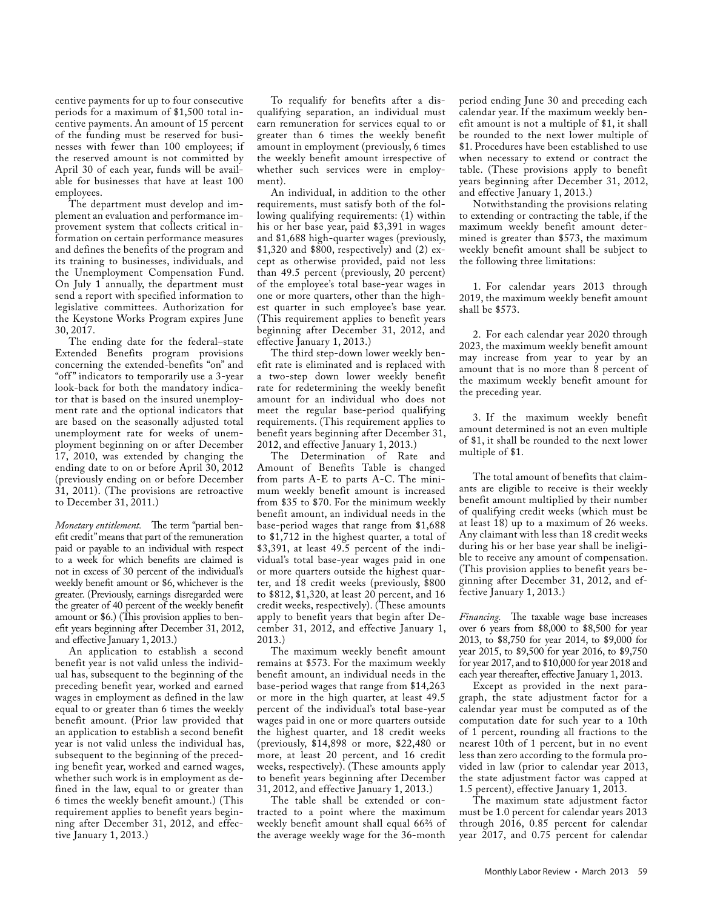centive payments for up to four consecutive periods for a maximum of $1,500 total incentive payments. An amount of 15 percent of the funding must be reserved for businesses with fewer than 100 employees; if the reserved amount is not committed by April 30 of each year, funds will be available for businesses that have at least 100 employees.

The department must develop and implement an evaluation and performance improvement system that collects critical information on certain performance measures and defines the benefits of the program and its training to businesses, individuals, and the Unemployment Compensation Fund. On July 1 annually, the department must send a report with specified information to legislative committees. Authorization for the Keystone Works Program expires June 30, 2017.

The ending date for the federal–state Extended Benefits program provisions concerning the extended-benefits "on" and "off" indicators to temporarily use a 3-year look-back for both the mandatory indicator that is based on the insured unemployment rate and the optional indicators that are based on the seasonally adjusted total unemployment rate for weeks of unemployment beginning on or after December 17, 2010, was extended by changing the ending date to on or before April 30, 2012 (previously ending on or before December 31, 2011). (The provisions are retroactive to December 31, 2011.)

*Monetary entitlement.* The term "partial benefit credit" means that part of the remuneration paid or payable to an individual with respect to a week for which benefits are claimed is not in excess of 30 percent of the individual's weekly benefit amount or $6, whichever is the greater. (Previously, earnings disregarded were the greater of 40 percent of the weekly benefit amount or $6.) (This provision applies to benefit years beginning after December 31, 2012, and effective January 1, 2013.)

An application to establish a second benefit year is not valid unless the individual has, subsequent to the beginning of the preceding benefit year, worked and earned wages in employment as defined in the law equal to or greater than 6 times the weekly benefit amount. (Prior law provided that an application to establish a second benefit year is not valid unless the individual has, subsequent to the beginning of the preceding benefit year, worked and earned wages, whether such work is in employment as defined in the law, equal to or greater than 6 times the weekly benefit amount.) (This requirement applies to benefit years beginning after December 31, 2012, and effective January 1, 2013.)

To requalify for benefits after a disqualifying separation, an individual must earn remuneration for services equal to or greater than 6 times the weekly benefit amount in employment (previously, 6 times the weekly benefit amount irrespective of whether such services were in employment).

An individual, in addition to the other requirements, must satisfy both of the following qualifying requirements: (1) within his or her base year, paid $3,391 in wages and $1,688 high-quarter wages (previously, $1,320 and $800, respectively) and (2) except as otherwise provided, paid not less than 49.5 percent (previously, 20 percent) of the employee's total base-year wages in one or more quarters, other than the highest quarter in such employee's base year. (This requirement applies to benefit years beginning after December 31, 2012, and effective January 1, 2013.)

The third step-down lower weekly benefit rate is eliminated and is replaced with a two-step down lower weekly benefit rate for redetermining the weekly benefit amount for an individual who does not meet the regular base-period qualifying requirements. (This requirement applies to benefit years beginning after December 31, 2012, and effective January 1, 2013.)

The Determination of Rate and Amount of Benefits Table is changed from parts A-E to parts A-C. The minimum weekly benefit amount is increased from $35 to $70. For the minimum weekly benefit amount, an individual needs in the base-period wages that range from $1,688 to $1,712 in the highest quarter, a total of $3,391, at least 49.5 percent of the individual's total base-year wages paid in one or more quarters outside the highest quarter, and 18 credit weeks (previously, $800 to $812, $1,320, at least 20 percent, and 16 credit weeks, respectively). (These amounts apply to benefit years that begin after December 31, 2012, and effective January 1, 2013.)

The maximum weekly benefit amount remains at $573. For the maximum weekly benefit amount, an individual needs in the base-period wages that range from $14,263 or more in the high quarter, at least 49.5 percent of the individual's total base-year wages paid in one or more quarters outside the highest quarter, and 18 credit weeks (previously, $14,898 or more, $22,480 or more, at least 20 percent, and 16 credit weeks, respectively). (These amounts apply to benefit years beginning after December 31, 2012, and effective January 1, 2013.)

The table shall be extended or contracted to a point where the maximum weekly benefit amount shall equal 66⅔ of the average weekly wage for the 36-month period ending June 30 and preceding each calendar year. If the maximum weekly benefit amount is not a multiple of $1, it shall be rounded to the next lower multiple of $1. Procedures have been established to use when necessary to extend or contract the table. (These provisions apply to benefit years beginning after December 31, 2012, and effective January 1, 2013.)

Notwithstanding the provisions relating to extending or contracting the table, if the maximum weekly benefit amount determined is greater than $573, the maximum weekly benefit amount shall be subject to the following three limitations:

1. For calendar years 2013 through 2019, the maximum weekly benefit amount shall be $573.

2. For each calendar year 2020 through 2023, the maximum weekly benefit amount may increase from year to year by an amount that is no more than 8 percent of the maximum weekly benefit amount for the preceding year.

3. If the maximum weekly benefit amount determined is not an even multiple of $1, it shall be rounded to the next lower multiple of $1.

The total amount of benefits that claimants are eligible to receive is their weekly benefit amount multiplied by their number of qualifying credit weeks (which must be at least 18) up to a maximum of 26 weeks. Any claimant with less than 18 credit weeks during his or her base year shall be ineligible to receive any amount of compensation. (This provision applies to benefit years beginning after December 31, 2012, and effective January 1, 2013.)

*Financing.* The taxable wage base increases over 6 years from $8,000 to $8,500 for year 2013, to $8,750 for year 2014, to $9,000 for year 2015, to $9,500 for year 2016, to $9,750 for year 2017, and to $10,000 for year 2018 and each year thereafter, effective January 1, 2013.

Except as provided in the next paragraph, the state adjustment factor for a calendar year must be computed as of the computation date for such year to a 10th of 1 percent, rounding all fractions to the nearest 10th of 1 percent, but in no event less than zero according to the formula provided in law (prior to calendar year 2013, the state adjustment factor was capped at 1.5 percent), effective January 1, 2013.

The maximum state adjustment factor must be 1.0 percent for calendar years 2013 through 2016, 0.85 percent for calendar year 2017, and 0.75 percent for calendar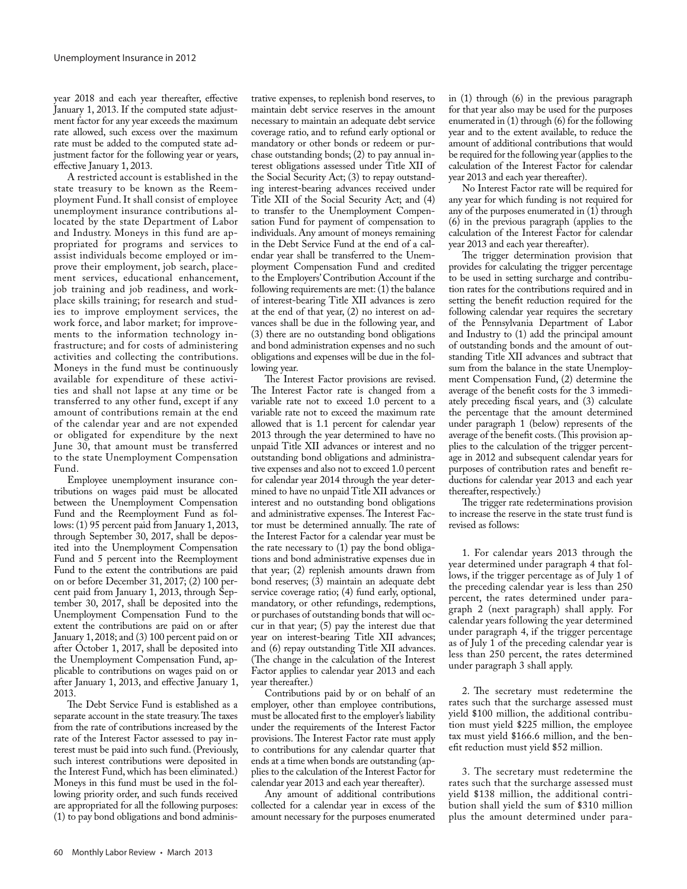year 2018 and each year thereafter, effective January 1, 2013. If the computed state adjustment factor for any year exceeds the maximum rate allowed, such excess over the maximum rate must be added to the computed state adjustment factor for the following year or years, effective January 1, 2013.

A restricted account is established in the state treasury to be known as the Reemployment Fund. It shall consist of employee unemployment insurance contributions allocated by the state Department of Labor and Industry. Moneys in this fund are appropriated for programs and services to assist individuals become employed or improve their employment, job search, placement services, educational enhancement, job training and job readiness, and workplace skills training; for research and studies to improve employment services, the work force, and labor market; for improvements to the information technology infrastructure; and for costs of administering activities and collecting the contributions. Moneys in the fund must be continuously available for expenditure of these activities and shall not lapse at any time or be transferred to any other fund, except if any amount of contributions remain at the end of the calendar year and are not expended or obligated for expenditure by the next June 30, that amount must be transferred to the state Unemployment Compensation Fund.

Employee unemployment insurance contributions on wages paid must be allocated between the Unemployment Compensation Fund and the Reemployment Fund as follows: (1) 95 percent paid from January 1, 2013, through September 30, 2017, shall be deposited into the Unemployment Compensation Fund and 5 percent into the Reemployment Fund to the extent the contributions are paid on or before December 31, 2017; (2) 100 percent paid from January 1, 2013, through September 30, 2017, shall be deposited into the Unemployment Compensation Fund to the extent the contributions are paid on or after January 1, 2018; and (3) 100 percent paid on or after October 1, 2017, shall be deposited into the Unemployment Compensation Fund, applicable to contributions on wages paid on or after January 1, 2013, and effective January 1, 2013.

The Debt Service Fund is established as a separate account in the state treasury. The taxes from the rate of contributions increased by the rate of the Interest Factor assessed to pay interest must be paid into such fund. (Previously, such interest contributions were deposited in the Interest Fund, which has been eliminated.) Moneys in this fund must be used in the following priority order, and such funds received are appropriated for all the following purposes: (1) to pay bond obligations and bond administrative expenses, to replenish bond reserves, to maintain debt service reserves in the amount necessary to maintain an adequate debt service coverage ratio, and to refund early optional or mandatory or other bonds or redeem or purchase outstanding bonds; (2) to pay annual interest obligations assessed under Title XII of the Social Security Act; (3) to repay outstanding interest-bearing advances received under Title XII of the Social Security Act; and (4) to transfer to the Unemployment Compensation Fund for payment of compensation to individuals. Any amount of moneys remaining in the Debt Service Fund at the end of a calendar year shall be transferred to the Unemployment Compensation Fund and credited to the Employers' Contribution Account if the following requirements are met: (1) the balance of interest-bearing Title XII advances is zero at the end of that year, (2) no interest on advances shall be due in the following year, and (3) there are no outstanding bond obligations and bond administration expenses and no such obligations and expenses will be due in the following year.

The Interest Factor provisions are revised. The Interest Factor rate is changed from a variable rate not to exceed 1.0 percent to a variable rate not to exceed the maximum rate allowed that is 1.1 percent for calendar year 2013 through the year determined to have no unpaid Title XII advances or interest and no outstanding bond obligations and administrative expenses and also not to exceed 1.0 percent for calendar year 2014 through the year determined to have no unpaid Title XII advances or interest and no outstanding bond obligations and administrative expenses. The Interest Factor must be determined annually. The rate of the Interest Factor for a calendar year must be the rate necessary to (1) pay the bond obligations and bond administrative expenses due in that year; (2) replenish amounts drawn from bond reserves; (3) maintain an adequate debt service coverage ratio; (4) fund early, optional, mandatory, or other refundings, redemptions, or purchases of outstanding bonds that will occur in that year; (5) pay the interest due that year on interest-bearing Title XII advances; and (6) repay outstanding Title XII advances. (The change in the calculation of the Interest Factor applies to calendar year 2013 and each year thereafter.)

Contributions paid by or on behalf of an employer, other than employee contributions, must be allocated first to the employer's liability under the requirements of the Interest Factor provisions. The Interest Factor rate must apply to contributions for any calendar quarter that ends at a time when bonds are outstanding (applies to the calculation of the Interest Factor for calendar year 2013 and each year thereafter).

Any amount of additional contributions collected for a calendar year in excess of the amount necessary for the purposes enumerated in (1) through (6) in the previous paragraph for that year also may be used for the purposes enumerated in (1) through (6) for the following year and to the extent available, to reduce the amount of additional contributions that would be required for the following year (applies to the calculation of the Interest Factor for calendar year 2013 and each year thereafter).

No Interest Factor rate will be required for any year for which funding is not required for any of the purposes enumerated in (1) through (6) in the previous paragraph (applies to the calculation of the Interest Factor for calendar year 2013 and each year thereafter).

The trigger determination provision that provides for calculating the trigger percentage to be used in setting surcharge and contribution rates for the contributions required and in setting the benefit reduction required for the following calendar year requires the secretary of the Pennsylvania Department of Labor and Industry to (1) add the principal amount of outstanding bonds and the amount of outstanding Title XII advances and subtract that sum from the balance in the state Unemployment Compensation Fund, (2) determine the average of the benefit costs for the 3 immediately preceding fiscal years, and (3) calculate the percentage that the amount determined under paragraph 1 (below) represents of the average of the benefit costs. (This provision applies to the calculation of the trigger percentage in 2012 and subsequent calendar years for purposes of contribution rates and benefit reductions for calendar year 2013 and each year thereafter, respectively.)

The trigger rate redeterminations provision to increase the reserve in the state trust fund is revised as follows:

1. For calendar years 2013 through the year determined under paragraph 4 that follows, if the trigger percentage as of July 1 of the preceding calendar year is less than 250 percent, the rates determined under paragraph 2 (next paragraph) shall apply. For calendar years following the year determined under paragraph 4, if the trigger percentage as of July 1 of the preceding calendar year is less than 250 percent, the rates determined under paragraph 3 shall apply.

2. The secretary must redetermine the rates such that the surcharge assessed must yield \$100 million, the additional contribution must yield \$225 million, the employee tax must yield \$166.6 million, and the benefit reduction must yield \$52 million.

3. The secretary must redetermine the rates such that the surcharge assessed must yield \$138 million, the additional contribution shall yield the sum of \$310 million plus the amount determined under para-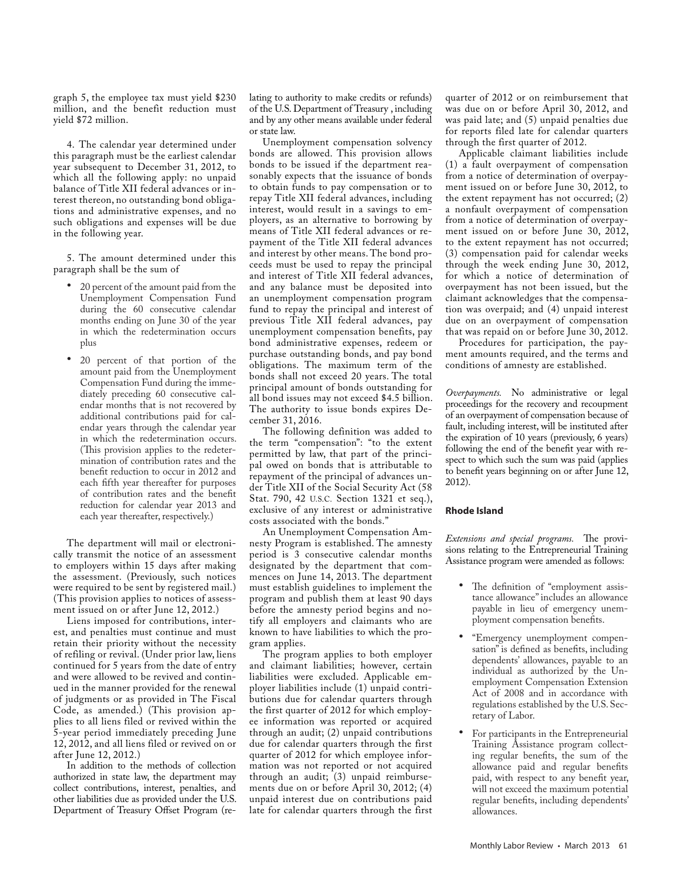graph 5, the employee tax must yield $230 million, and the benefit reduction must yield $72 million.

4. The calendar year determined under this paragraph must be the earliest calendar year subsequent to December 31, 2012, to which all the following apply: no unpaid balance of Title XII federal advances or interest thereon, no outstanding bond obligations and administrative expenses, and no such obligations and expenses will be due in the following year.

5. The amount determined under this paragraph shall be the sum of

- 20 percent of the amount paid from the Unemployment Compensation Fund during the 60 consecutive calendar months ending on June 30 of the year in which the redetermination occurs plus
- 20 percent of that portion of the amount paid from the Unemployment Compensation Fund during the immediately preceding 60 consecutive calendar months that is not recovered by additional contributions paid for calendar years through the calendar year in which the redetermination occurs. (This provision applies to the redetermination of contribution rates and the benefit reduction to occur in 2012 and each fifth year thereafter for purposes of contribution rates and the benefit reduction for calendar year 2013 and each year thereafter, respectively.)

The department will mail or electronically transmit the notice of an assessment to employers within 15 days after making the assessment. (Previously, such notices were required to be sent by registered mail.) (This provision applies to notices of assessment issued on or after June 12, 2012.)

Liens imposed for contributions, interest, and penalties must continue and must retain their priority without the necessity of refiling or revival. (Under prior law, liens continued for 5 years from the date of entry and were allowed to be revived and continued in the manner provided for the renewal of judgments or as provided in The Fiscal Code, as amended.) (This provision applies to all liens filed or revived within the 5-year period immediately preceding June 12, 2012, and all liens filed or revived on or after June 12, 2012.)

In addition to the methods of collection authorized in state law, the department may collect contributions, interest, penalties, and other liabilities due as provided under the U.S. Department of Treasury Offset Program (relating to authority to make credits or refunds) of the U.S. Department of Treasury , including and by any other means available under federal or state law.

Unemployment compensation solvency bonds are allowed. This provision allows bonds to be issued if the department reasonably expects that the issuance of bonds to obtain funds to pay compensation or to repay Title XII federal advances, including interest, would result in a savings to employers, as an alternative to borrowing by means of Title XII federal advances or repayment of the Title XII federal advances and interest by other means. The bond proceeds must be used to repay the principal and interest of Title XII federal advances, and any balance must be deposited into an unemployment compensation program fund to repay the principal and interest of previous Title XII federal advances, pay unemployment compensation benefits, pay bond administrative expenses, redeem or purchase outstanding bonds, and pay bond obligations. The maximum term of the bonds shall not exceed 20 years. The total principal amount of bonds outstanding for all bond issues may not exceed $4.5 billion. The authority to issue bonds expires December 31, 2016.

The following definition was added to the term "compensation": "to the extent permitted by law, that part of the principal owed on bonds that is attributable to repayment of the principal of advances under Title XII of the Social Security Act (58 Stat. 790, 42 U.S.C. Section 1321 et seq.), exclusive of any interest or administrative costs associated with the bonds."

An Unemployment Compensation Amnesty Program is established. The amnesty period is 3 consecutive calendar months designated by the department that commences on June 14, 2013. The department must establish guidelines to implement the program and publish them at least 90 days before the amnesty period begins and notify all employers and claimants who are known to have liabilities to which the program applies.

The program applies to both employer and claimant liabilities; however, certain liabilities were excluded. Applicable employer liabilities include (1) unpaid contributions due for calendar quarters through the first quarter of 2012 for which employee information was reported or acquired through an audit; (2) unpaid contributions due for calendar quarters through the first quarter of 2012 for which employee information was not reported or not acquired through an audit; (3) unpaid reimbursements due on or before April 30, 2012; (4) unpaid interest due on contributions paid late for calendar quarters through the first quarter of 2012 or on reimbursement that was due on or before April 30, 2012, and was paid late; and (5) unpaid penalties due for reports filed late for calendar quarters through the first quarter of 2012.

Applicable claimant liabilities include (1) a fault overpayment of compensation from a notice of determination of overpayment issued on or before June 30, 2012, to the extent repayment has not occurred; (2) a nonfault overpayment of compensation from a notice of determination of overpayment issued on or before June 30, 2012, to the extent repayment has not occurred; (3) compensation paid for calendar weeks through the week ending June 30, 2012, for which a notice of determination of overpayment has not been issued, but the claimant acknowledges that the compensation was overpaid; and (4) unpaid interest due on an overpayment of compensation that was repaid on or before June 30, 2012.

Procedures for participation, the payment amounts required, and the terms and conditions of amnesty are established.

*Overpayments.* No administrative or legal proceedings for the recovery and recoupment of an overpayment of compensation because of fault, including interest, will be instituted after the expiration of 10 years (previously, 6 years) following the end of the benefit year with respect to which such the sum was paid (applies to benefit years beginning on or after June 12, 2012).

### Rhode Island

*Extensions and special programs.* The provisions relating to the Entrepreneurial Training Assistance program were amended as follows:

- The definition of "employment assistance allowance" includes an allowance payable in lieu of emergency unemployment compensation benefits.
- "Emergency unemployment compensation" is defined as benefits, including dependents' allowances, payable to an individual as authorized by the Unemployment Compensation Extension Act of 2008 and in accordance with regulations established by the U.S. Secretary of Labor.
- For participants in the Entrepreneurial Training Assistance program collecting regular benefits, the sum of the allowance paid and regular benefits paid, with respect to any benefit year, will not exceed the maximum potential regular benefits, including dependents' allowances.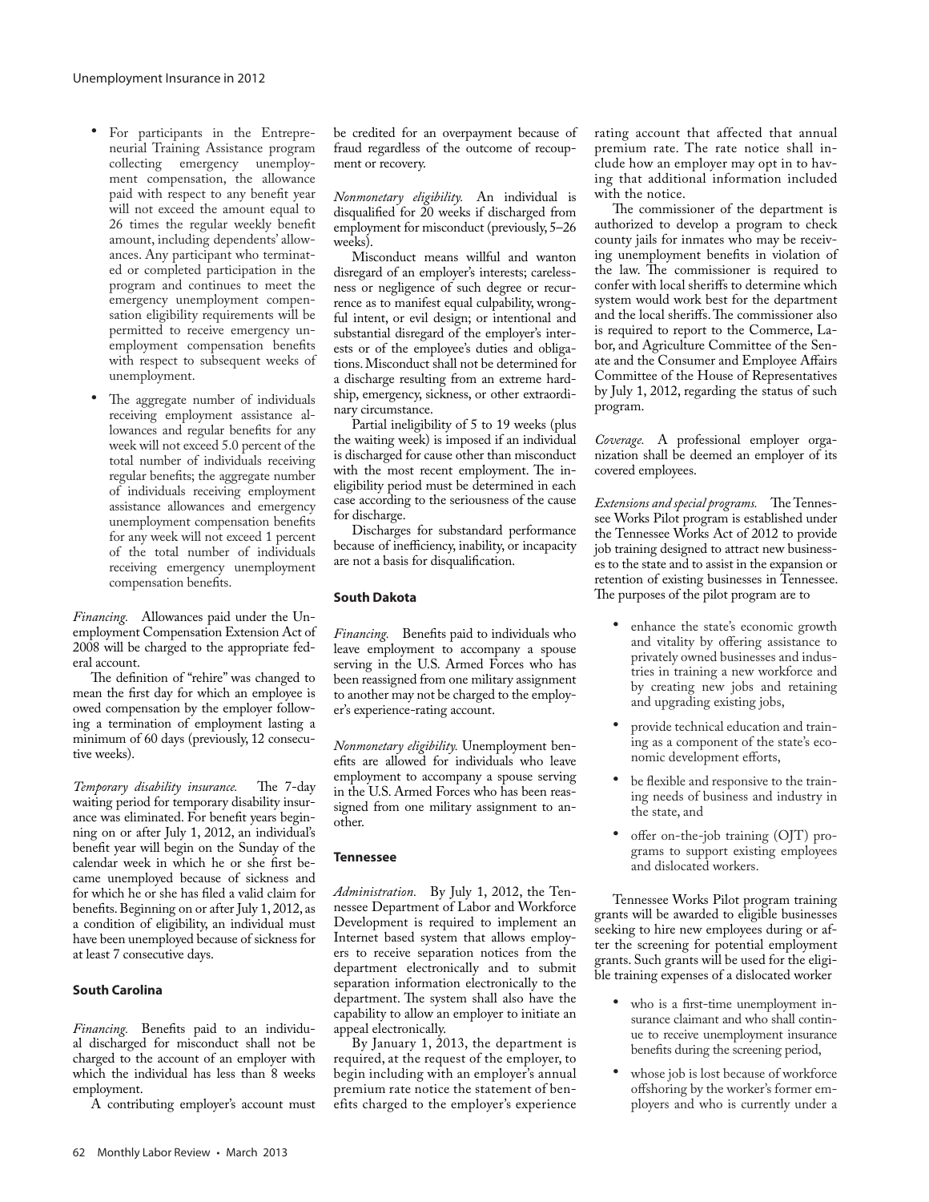- For participants in the Entrepreneurial Training Assistance program collecting emergency unemployment compensation, the allowance paid with respect to any benefit year will not exceed the amount equal to 26 times the regular weekly benefit amount, including dependents' allowances. Any participant who terminated or completed participation in the program and continues to meet the emergency unemployment compensation eligibility requirements will be permitted to receive emergency unemployment compensation benefits with respect to subsequent weeks of unemployment.
- The aggregate number of individuals receiving employment assistance allowances and regular benefits for any week will not exceed 5.0 percent of the total number of individuals receiving regular benefits; the aggregate number of individuals receiving employment assistance allowances and emergency unemployment compensation benefits for any week will not exceed 1 percent of the total number of individuals receiving emergency unemployment compensation benefits.

*Financing.* Allowances paid under the Unemployment Compensation Extension Act of 2008 will be charged to the appropriate federal account.

The definition of "rehire" was changed to mean the first day for which an employee is owed compensation by the employer following a termination of employment lasting a minimum of 60 days (previously, 12 consecutive weeks).

*Temporary disability insurance.* The 7-day waiting period for temporary disability insurance was eliminated. For benefit years beginning on or after July 1, 2012, an individual's benefit year will begin on the Sunday of the calendar week in which he or she first became unemployed because of sickness and for which he or she has filed a valid claim for benefits. Beginning on or after July 1, 2012, as a condition of eligibility, an individual must have been unemployed because of sickness for at least 7 consecutive days.

### South Carolina

*Financing.* Benefits paid to an individual discharged for misconduct shall not be charged to the account of an employer with which the individual has less than 8 weeks employment.

A contributing employer's account must be credited for an overpayment because of fraud regardless of the outcome of recoupment or recovery.

*Nonmonetary eligibility.* An individual is disqualified for 20 weeks if discharged from employment for misconduct (previously, 5–26 weeks).

Misconduct means willful and wanton disregard of an employer's interests; carelessness or negligence of such degree or recurrence as to manifest equal culpability, wrongful intent, or evil design; or intentional and substantial disregard of the employer's interests or of the employee's duties and obligations. Misconduct shall not be determined for a discharge resulting from an extreme hardship, emergency, sickness, or other extraordinary circumstance.

Partial ineligibility of 5 to 19 weeks (plus the waiting week) is imposed if an individual is discharged for cause other than misconduct with the most recent employment. The ineligibility period must be determined in each case according to the seriousness of the cause for discharge.

Discharges for substandard performance because of inefficiency, inability, or incapacity are not a basis for disqualification.

### South Dakota

*Financing.* Benefits paid to individuals who leave employment to accompany a spouse serving in the U.S. Armed Forces who has been reassigned from one military assignment to another may not be charged to the employer's experience-rating account.

*Nonmonetary eligibility.* Unemployment benefits are allowed for individuals who leave employment to accompany a spouse serving in the U.S. Armed Forces who has been reassigned from one military assignment to another.

### Tennessee

*Administration.* By July 1, 2012, the Tennessee Department of Labor and Workforce Development is required to implement an Internet based system that allows employers to receive separation notices from the department electronically and to submit separation information electronically to the department. The system shall also have the capability to allow an employer to initiate an appeal electronically.

By January 1, 2013, the department is required, at the request of the employer, to begin including with an employer's annual premium rate notice the statement of benefits charged to the employer's experience rating account that affected that annual premium rate. The rate notice shall include how an employer may opt in to having that additional information included with the notice.

The commissioner of the department is authorized to develop a program to check county jails for inmates who may be receiving unemployment benefits in violation of the law. The commissioner is required to confer with local sheriffs to determine which system would work best for the department and the local sheriffs. The commissioner also is required to report to the Commerce, Labor, and Agriculture Committee of the Senate and the Consumer and Employee Affairs Committee of the House of Representatives by July 1, 2012, regarding the status of such program.

*Coverage.* A professional employer organization shall be deemed an employer of its covered employees.

*Extensions and special programs.* The Tennessee Works Pilot program is established under the Tennessee Works Act of 2012 to provide job training designed to attract new businesses to the state and to assist in the expansion or retention of existing businesses in Tennessee. The purposes of the pilot program are to

- enhance the state's economic growth and vitality by offering assistance to privately owned businesses and industries in training a new workforce and by creating new jobs and retaining and upgrading existing jobs,
- provide technical education and training as a component of the state's economic development efforts,
- be flexible and responsive to the training needs of business and industry in the state, and
- offer on-the-job training (OJT) programs to support existing employees and dislocated workers.

Tennessee Works Pilot program training grants will be awarded to eligible businesses seeking to hire new employees during or after the screening for potential employment grants. Such grants will be used for the eligible training expenses of a dislocated worker

- who is a first-time unemployment insurance claimant and who shall continue to receive unemployment insurance benefits during the screening period,
- whose job is lost because of workforce offshoring by the worker's former employers and who is currently under a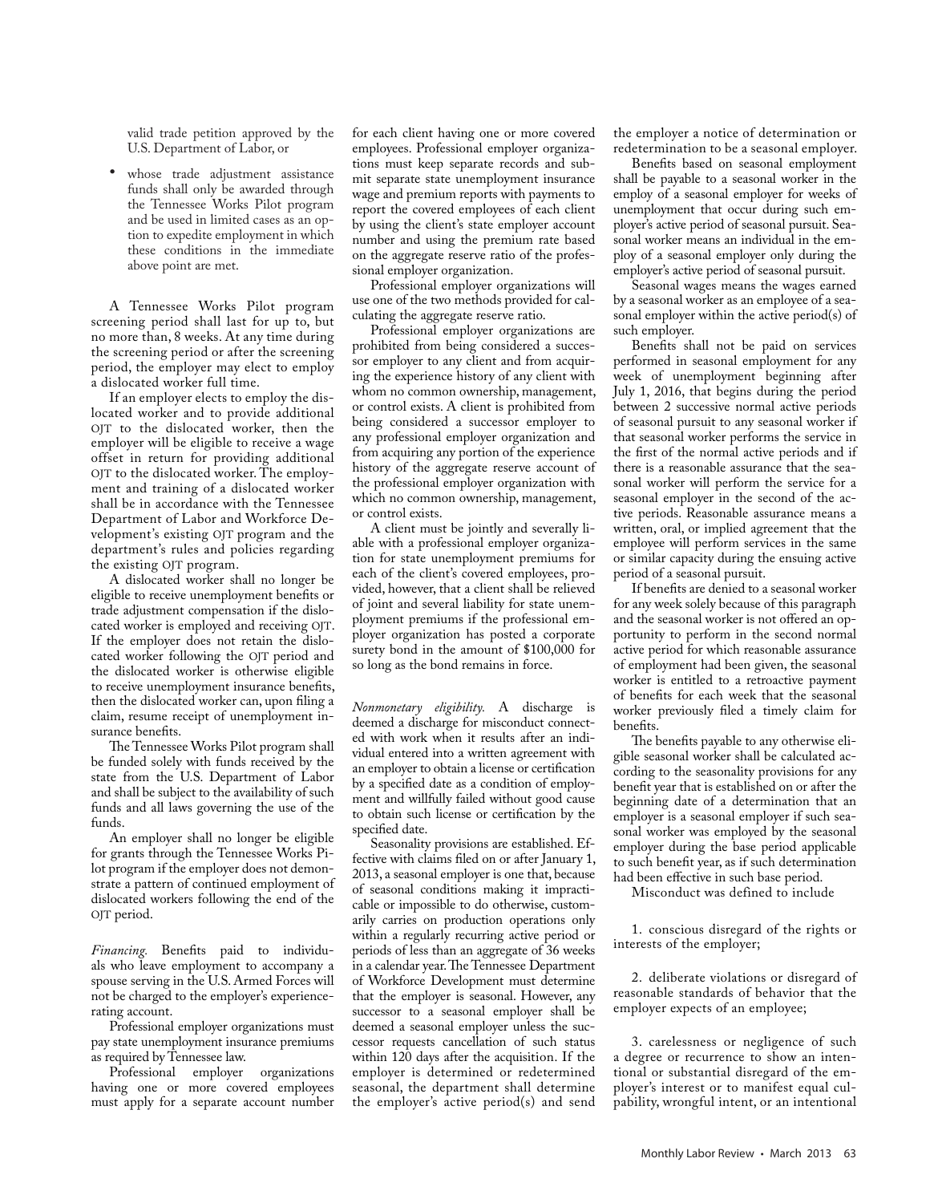valid trade petition approved by the U.S. Department of Labor, or

- whose trade adjustment assistance funds shall only be awarded through the Tennessee Works Pilot program and be used in limited cases as an option to expedite employment in which these conditions in the immediate above point are met.

A Tennessee Works Pilot program screening period shall last for up to, but no more than, 8 weeks. At any time during the screening period or after the screening period, the employer may elect to employ a dislocated worker full time.

If an employer elects to employ the dislocated worker and to provide additional OJT to the dislocated worker, then the employer will be eligible to receive a wage offset in return for providing additional OJT to the dislocated worker. The employment and training of a dislocated worker shall be in accordance with the Tennessee Department of Labor and Workforce Development's existing OJT program and the department's rules and policies regarding the existing OJT program.

A dislocated worker shall no longer be eligible to receive unemployment benefits or trade adjustment compensation if the dislocated worker is employed and receiving OJT. If the employer does not retain the dislocated worker following the OJT period and the dislocated worker is otherwise eligible to receive unemployment insurance benefits, then the dislocated worker can, upon filing a claim, resume receipt of unemployment insurance benefits.

The Tennessee Works Pilot program shall be funded solely with funds received by the state from the U.S. Department of Labor and shall be subject to the availability of such funds and all laws governing the use of the funds.

An employer shall no longer be eligible for grants through the Tennessee Works Pilot program if the employer does not demonstrate a pattern of continued employment of dislocated workers following the end of the OJT period.

*Financing.* Benefits paid to individuals who leave employment to accompany a spouse serving in the U.S. Armed Forces will not be charged to the employer's experience-rating account.

Professional employer organizations must pay state unemployment insurance premiums as required by Tennessee law.

Professional employer organizations having one or more covered employees must apply for a separate account number for each client having one or more covered employees. Professional employer organizations must keep separate records and submit separate state unemployment insurance wage and premium reports with payments to report the covered employees of each client by using the client's state employer account number and using the premium rate based on the aggregate reserve ratio of the professional employer organization.

Professional employer organizations will use one of the two methods provided for calculating the aggregate reserve ratio.

Professional employer organizations are prohibited from being considered a successor employer to any client and from acquiring the experience history of any client with whom no common ownership, management, or control exists. A client is prohibited from being considered a successor employer to any professional employer organization and from acquiring any portion of the experience history of the aggregate reserve account of the professional employer organization with which no common ownership, management, or control exists.

A client must be jointly and severally liable with a professional employer organization for state unemployment premiums for each of the client's covered employees, provided, however, that a client shall be relieved of joint and several liability for state unemployment premiums if the professional employer organization has posted a corporate surety bond in the amount of $100,000 for so long as the bond remains in force.

*Nonmonetary eligibility.* A discharge is deemed a discharge for misconduct connected with work when it results after an individual entered into a written agreement with an employer to obtain a license or certification by a specified date as a condition of employment and willfully failed without good cause to obtain such license or certification by the specified date.

Seasonality provisions are established. Effective with claims filed on or after January 1, 2013, a seasonal employer is one that, because of seasonal conditions making it impracticable or impossible to do otherwise, customarily carries on production operations only within a regularly recurring active period or periods of less than an aggregate of 36 weeks in a calendar year. The Tennessee Department of Workforce Development must determine that the employer is seasonal. However, any successor to a seasonal employer shall be deemed a seasonal employer unless the successor requests cancellation of such status within 120 days after the acquisition. If the employer is determined or redetermined seasonal, the department shall determine the employer's active period(s) and send the employer a notice of determination or redetermination to be a seasonal employer.

Benefits based on seasonal employment shall be payable to a seasonal worker in the employ of a seasonal employer for weeks of unemployment that occur during such employer's active period of seasonal pursuit. Seasonal worker means an individual in the employ of a seasonal employer only during the employer's active period of seasonal pursuit.

Seasonal wages means the wages earned by a seasonal worker as an employee of a seasonal employer within the active period(s) of such employer.

Benefits shall not be paid on services performed in seasonal employment for any week of unemployment beginning after July 1, 2016, that begins during the period between 2 successive normal active periods of seasonal pursuit to any seasonal worker if that seasonal worker performs the service in the first of the normal active periods and if there is a reasonable assurance that the seasonal worker will perform the service for a seasonal employer in the second of the active periods. Reasonable assurance means a written, oral, or implied agreement that the employee will perform services in the same or similar capacity during the ensuing active period of a seasonal pursuit.

If benefits are denied to a seasonal worker for any week solely because of this paragraph and the seasonal worker is not offered an opportunity to perform in the second normal active period for which reasonable assurance of employment had been given, the seasonal worker is entitled to a retroactive payment of benefits for each week that the seasonal worker previously filed a timely claim for benefits.

The benefits payable to any otherwise eligible seasonal worker shall be calculated according to the seasonality provisions for any benefit year that is established on or after the beginning date of a determination that an employer is a seasonal employer if such seasonal worker was employed by the seasonal employer during the base period applicable to such benefit year, as if such determination had been effective in such base period.

Misconduct was defined to include

1. conscious disregard of the rights or interests of the employer;

2. deliberate violations or disregard of reasonable standards of behavior that the employer expects of an employee;

3. carelessness or negligence of such a degree or recurrence to show an intentional or substantial disregard of the employer's interest or to manifest equal culpability, wrongful intent, or an intentional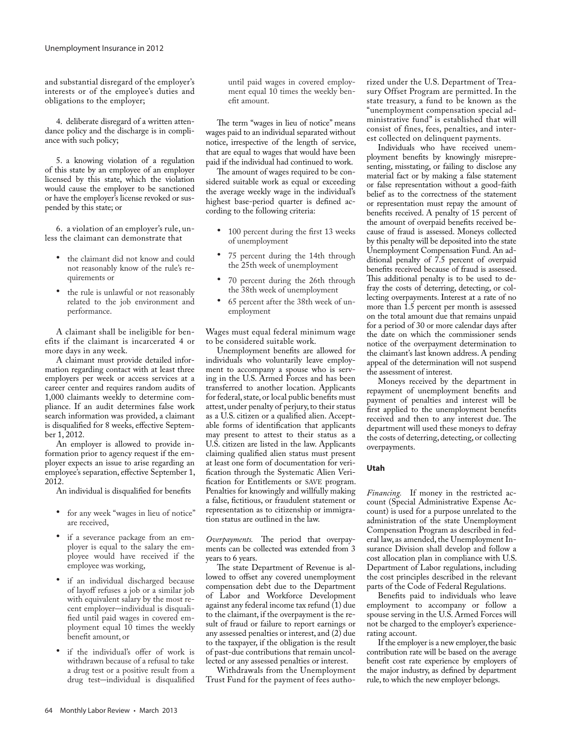and substantial disregard of the employer's interests or of the employee's duties and obligations to the employer;

4. deliberate disregard of a written attendance policy and the discharge is in compliance with such policy;

5. a knowing violation of a regulation of this state by an employee of an employer licensed by this state, which the violation would cause the employer to be sanctioned or have the employer's license revoked or suspended by this state; or

6. a violation of an employer's rule, unless the claimant can demonstrate that

- the claimant did not know and could not reasonably know of the rule's requirements or
- the rule is unlawful or not reasonably related to the job environment and performance.

A claimant shall be ineligible for benefits if the claimant is incarcerated 4 or more days in any week.

A claimant must provide detailed information regarding contact with at least three employers per week or access services at a career center and requires random audits of 1,000 claimants weekly to determine compliance. If an audit determines false work search information was provided, a claimant is disqualified for 8 weeks, effective September 1, 2012.

An employer is allowed to provide information prior to agency request if the employer expects an issue to arise regarding an employee's separation, effective September 1, 2012.

An individual is disqualified for benefits

- for any week "wages in lieu of notice" are received,
- if a severance package from an employer is equal to the salary the employee would have received if the employee was working,
- if an individual discharged because of layoff refuses a job or a similar job with equivalent salary by the most recent employer—individual is disqualified until paid wages in covered employment equal 10 times the weekly benefit amount, or
- if the individual's offer of work is withdrawn because of a refusal to take a drug test or a positive result from a drug test—individual is disqualified until paid wages in covered employment equal 10 times the weekly benefit amount.

The term "wages in lieu of notice" means wages paid to an individual separated without notice, irrespective of the length of service, that are equal to wages that would have been paid if the individual had continued to work.

The amount of wages required to be considered suitable work as equal or exceeding the average weekly wage in the individual's highest base-period quarter is defined according to the following criteria:

- 100 percent during the first 13 weeks of unemployment
- 75 percent during the 14th through the 25th week of unemployment
- 70 percent during the 26th through the 38th week of unemployment
- 65 percent after the 38th week of unemployment

Wages must equal federal minimum wage to be considered suitable work.

Unemployment benefits are allowed for individuals who voluntarily leave employment to accompany a spouse who is serving in the U.S. Armed Forces and has been transferred to another location. Applicants for federal, state, or local public benefits must attest, under penalty of perjury, to their status as a U.S. citizen or a qualified alien. Acceptable forms of identification that applicants may present to attest to their status as a U.S. citizen are listed in the law. Applicants claiming qualified alien status must present at least one form of documentation for verification through the Systematic Alien Verification for Entitlements or SAVE program. Penalties for knowingly and willfully making a false, fictitious, or fraudulent statement or representation as to citizenship or immigration status are outlined in the law.

*Overpayments.* The period that overpayments can be collected was extended from 3 years to 6 years.

The state Department of Revenue is allowed to offset any covered unemployment compensation debt due to the Department of Labor and Workforce Development against any federal income tax refund (1) due to the claimant, if the overpayment is the result of fraud or failure to report earnings or any assessed penalties or interest, and (2) due to the taxpayer, if the obligation is the result of past-due contributions that remain uncollected or any assessed penalties or interest.

Withdrawals from the Unemployment Trust Fund for the payment of fees authorized under the U.S. Department of Treasury Offset Program are permitted. In the state treasury, a fund to be known as the "unemployment compensation special administrative fund" is established that will consist of fines, fees, penalties, and interest collected on delinquent payments.

Individuals who have received unemployment benefits by knowingly misrepresenting, misstating, or failing to disclose any material fact or by making a false statement or false representation without a good-faith belief as to the correctness of the statement or representation must repay the amount of benefits received. A penalty of 15 percent of the amount of overpaid benefits received because of fraud is assessed. Moneys collected by this penalty will be deposited into the state Unemployment Compensation Fund. An additional penalty of 7.5 percent of overpaid benefits received because of fraud is assessed. This additional penalty is to be used to defray the costs of deterring, detecting, or collecting overpayments. Interest at a rate of no more than 1.5 percent per month is assessed on the total amount due that remains unpaid for a period of 30 or more calendar days after the date on which the commissioner sends notice of the overpayment determination to the claimant's last known address. A pending appeal of the determination will not suspend the assessment of interest.

Moneys received by the department in repayment of unemployment benefits and payment of penalties and interest will be first applied to the unemployment benefits received and then to any interest due. The department will used these moneys to defray the costs of deterring, detecting, or collecting overpayments.

### Utah

*Financing.* If money in the restricted account (Special Administrative Expense Account) is used for a purpose unrelated to the administration of the state Unemployment Compensation Program as described in federal law, as amended, the Unemployment Insurance Division shall develop and follow a cost allocation plan in compliance with U.S. Department of Labor regulations, including the cost principles described in the relevant parts of the Code of Federal Regulations.

Benefits paid to individuals who leave employment to accompany or follow a spouse serving in the U.S. Armed Forces will not be charged to the employer's experience-rating account.

If the employer is a new employer, the basic contribution rate will be based on the average benefit cost rate experience by employers of the major industry, as defined by department rule, to which the new employer belongs.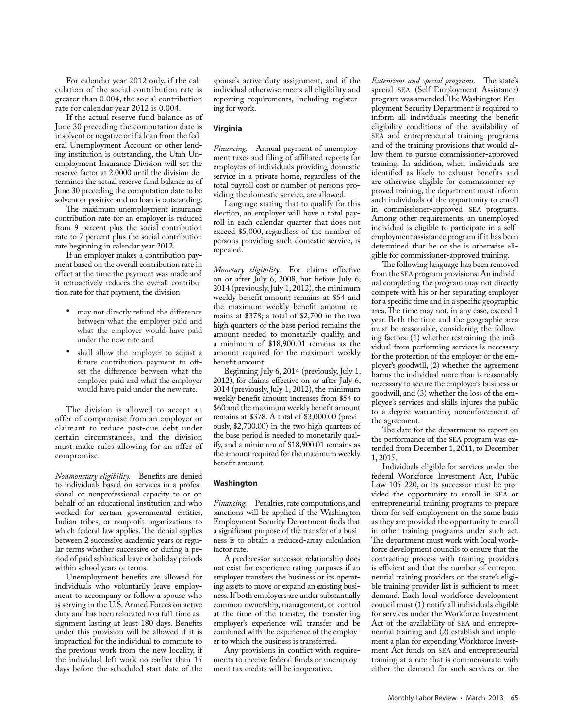For calendar year 2012 only, if the calculation of the social contribution rate is greater than 0.004, the social contribution rate for calendar year 2012 is 0.004.

If the actual reserve fund balance as of June 30 preceding the computation date is insolvent or negative or if a loan from the federal Unemployment Account or other lending institution is outstanding, the Utah Unemployment Insurance Division will set the reserve factor at 2.0000 until the division determines the actual reserve fund balance as of June 30 preceding the computation date to be solvent or positive and no loan is outstanding.

The maximum unemployment insurance contribution rate for an employer is reduced from 9 percent plus the social contribution rate to 7 percent plus the social contribution rate beginning in calendar year 2012.

If an employer makes a contribution payment based on the overall contribution rate in effect at the time the payment was made and it retroactively reduces the overall contribution rate for that payment, the division

- may not directly refund the difference between what the employer paid and what the employer would have paid under the new rate and
- shall allow the employer to adjust a future contribution payment to offset the difference between what the employer paid and what the employer would have paid under the new rate.

The division is allowed to accept an offer of compromise from an employer or claimant to reduce past-due debt under certain circumstances, and the division must make rules allowing for an offer of compromise.

*Nonmonetary eligibility.* Benefits are denied to individuals based on services in a professional or nonprofessional capacity to or on behalf of an educational institution and who worked for certain governmental entities, Indian tribes, or nonprofit organizations to which federal law applies. The denial applies between 2 successive academic years or regular terms whether successive or during a period of paid sabbatical leave or holiday periods within school years or terms.

Unemployment benefits are allowed for individuals who voluntarily leave employment to accompany or follow a spouse who is serving in the U.S. Armed Forces on active duty and has been relocated to a full-time assignment lasting at least 180 days. Benefits under this provision will be allowed if it is impractical for the individual to commute to the previous work from the new locality, if the individual left work no earlier than 15 days before the scheduled start date of the spouse's active-duty assignment, and if the individual otherwise meets all eligibility and reporting requirements, including registering for work.

### Virginia

*Financing.* Annual payment of unemployment taxes and filing of affiliated reports for employers of individuals providing domestic service in a private home, regardless of the total payroll cost or number of persons providing the domestic service, are allowed.

Language stating that to qualify for this election, an employer will have a total payroll in each calendar quarter that does not exceed $5,000, regardless of the number of persons providing such domestic service, is repealed.

*Monetary eligibility.* For claims effective on or after July 6, 2008, but before July 6, 2014 (previously, July 1, 2012), the minimum weekly benefit amount remains at $54 and the maximum weekly benefit amount remains at $378; a total of $2,700 in the two high quarters of the base period remains the amount needed to monetarily qualify, and a minimum of $18,900.01 remains as the amount required for the maximum weekly benefit amount.

Beginning July 6, 2014 (previously, July 1, 2012), for claims effective on or after July 6, 2014 (previously, July 1, 2012), the minimum weekly benefit amount increases from $54 to $60 and the maximum weekly benefit amount remains at $378. A total of $3,000.00 (previously, $2,700.00) in the two high quarters of the base period is needed to monetarily qualify, and a minimum of $18,900.01 remains as the amount required for the maximum weekly benefit amount.

### Washington

*Financing.* Penalties, rate computations, and sanctions will be applied if the Washington Employment Security Department finds that a significant purpose of the transfer of a business is to obtain a reduced-array calculation factor rate.

A predecessor-successor relationship does not exist for experience rating purposes if an employer transfers the business or its operating assets to move or expand an existing business. If both employers are under substantially common ownership, management, or control at the time of the transfer, the transferring employer's experience will transfer and be combined with the experience of the employer to which the business is transferred.

Any provisions in conflict with requirements to receive federal funds or unemployment tax credits will be inoperative.

*Extensions and special programs.* The state's special SEA (Self-Employment Assistance) program was amended. The Washington Employment Security Department is required to inform all individuals meeting the benefit eligibility conditions of the availability of SEA and entrepreneurial training programs and of the training provisions that would allow them to pursue commissioner-approved training. In addition, when individuals are identified as likely to exhaust benefits and are otherwise eligible for commissioner-approved training, the department must inform such individuals of the opportunity to enroll in commissioner-approved SEA programs. Among other requirements, an unemployed individual is eligible to participate in a self-employment assistance program if it has been determined that he or she is otherwise eligible for commissioner-approved training.

The following language has been removed from the SEA program provisions: An individual completing the program may not directly compete with his or her separating employer for a specific time and in a specific geographic area. The time may not, in any case, exceed 1 year. Both the time and the geographic area must be reasonable, considering the following factors: (1) whether restraining the individual from performing services is necessary for the protection of the employer or the employer's goodwill, (2) whether the agreement harms the individual more than is reasonably necessary to secure the employer's business or goodwill, and (3) whether the loss of the employee's services and skills injures the public to a degree warranting nonenforcement of the agreement.

The date for the department to report on the performance of the SEA program was extended from December 1, 2011, to December 1, 2015.

Individuals eligible for services under the federal Workforce Investment Act, Public Law 105-220, or its successor must be provided the opportunity to enroll in SEA or entrepreneurial training programs to prepare them for self-employment on the same basis as they are provided the opportunity to enroll in other training programs under such act. The department must work with local workforce development councils to ensure that the contracting process with training providers is efficient and that the number of entrepreneurial training providers on the state's eligible training provider list is sufficient to meet demand. Each local workforce development council must (1) notify all individuals eligible for services under the Workforce Investment Act of the availability of SEA and entrepreneurial training and (2) establish and implement a plan for expending Workforce Investment Act funds on SEA and entrepreneurial training at a rate that is commensurate with either the demand for such services or the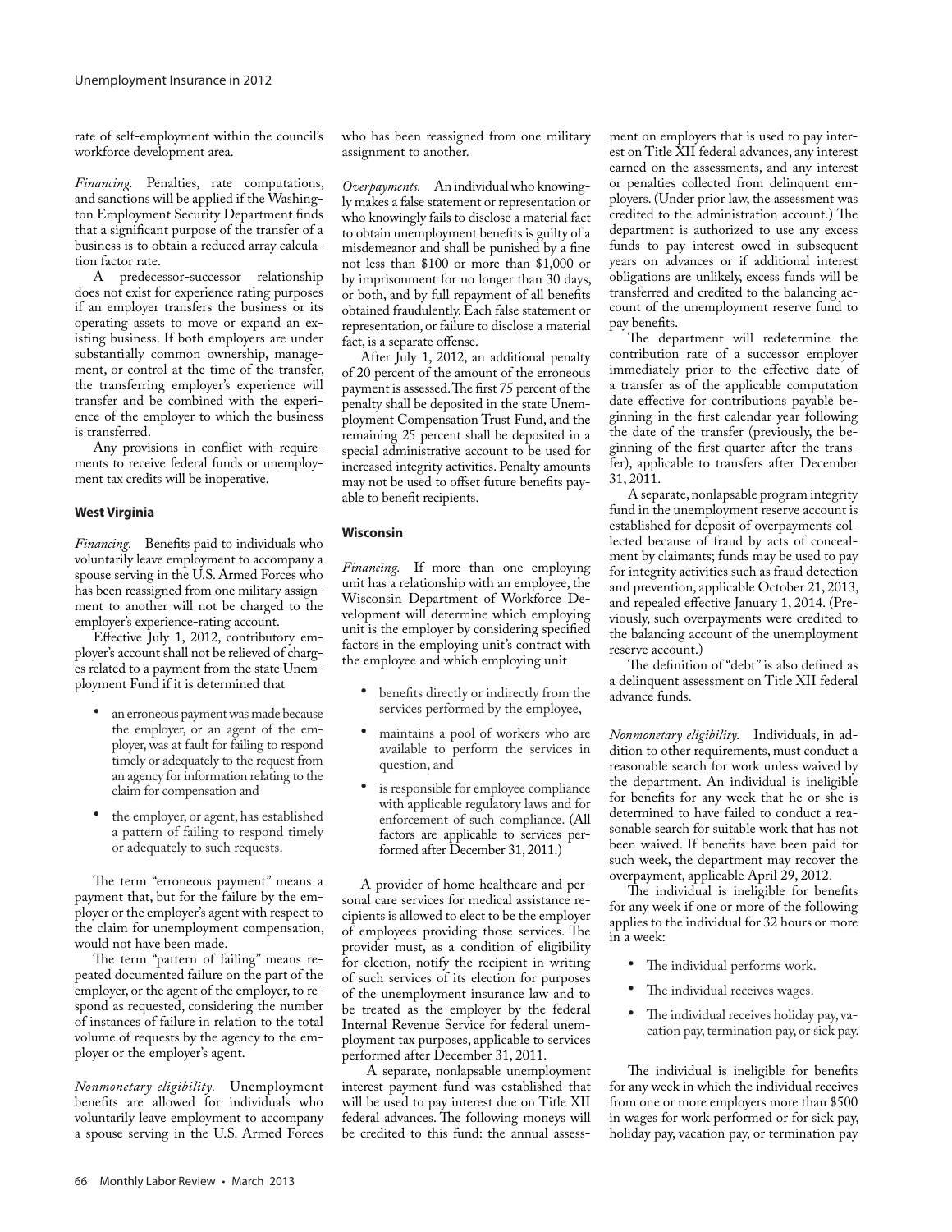rate of self-employment within the council's workforce development area.

*Financing.* Penalties, rate computations, and sanctions will be applied if the Washington Employment Security Department finds that a significant purpose of the transfer of a business is to obtain a reduced array calculation factor rate.

A predecessor-successor relationship does not exist for experience rating purposes if an employer transfers the business or its operating assets to move or expand an existing business. If both employers are under substantially common ownership, management, or control at the time of the transfer, the transferring employer's experience will transfer and be combined with the experience of the employer to which the business is transferred.

Any provisions in conflict with requirements to receive federal funds or unemployment tax credits will be inoperative.

### West Virginia

*Financing.* Benefits paid to individuals who voluntarily leave employment to accompany a spouse serving in the U.S. Armed Forces who has been reassigned from one military assignment to another will not be charged to the employer's experience-rating account.

Effective July 1, 2012, contributory employer's account shall not be relieved of charges related to a payment from the state Unemployment Fund if it is determined that

- an erroneous payment was made because the employer, or an agent of the employer, was at fault for failing to respond timely or adequately to the request from an agency for information relating to the claim for compensation and
- the employer, or agent, has established a pattern of failing to respond timely or adequately to such requests.

The term "erroneous payment" means a payment that, but for the failure by the employer or the employer's agent with respect to the claim for unemployment compensation, would not have been made.

The term "pattern of failing" means repeated documented failure on the part of the employer, or the agent of the employer, to respond as requested, considering the number of instances of failure in relation to the total volume of requests by the agency to the employer or the employer's agent.

*Nonmonetary eligibility.* Unemployment benefits are allowed for individuals who voluntarily leave employment to accompany a spouse serving in the U.S. Armed Forces who has been reassigned from one military assignment to another.

*Overpayments.* An individual who knowingly makes a false statement or representation or who knowingly fails to disclose a material fact to obtain unemployment benefits is guilty of a misdemeanor and shall be punished by a fine not less than $100 or more than $1,000 or by imprisonment for no longer than 30 days, or both, and by full repayment of all benefits obtained fraudulently. Each false statement or representation, or failure to disclose a material fact, is a separate offense.

After July 1, 2012, an additional penalty of 20 percent of the amount of the erroneous payment is assessed. The first 75 percent of the penalty shall be deposited in the state Unemployment Compensation Trust Fund, and the remaining 25 percent shall be deposited in a special administrative account to be used for increased integrity activities. Penalty amounts may not be used to offset future benefits payable to benefit recipients.

### Wisconsin

*Financing.* If more than one employing unit has a relationship with an employee, the Wisconsin Department of Workforce Development will determine which employing unit is the employer by considering specified factors in the employing unit's contract with the employee and which employing unit

- benefits directly or indirectly from the services performed by the employee,
- maintains a pool of workers who are available to perform the services in question, and
- is responsible for employee compliance with applicable regulatory laws and for enforcement of such compliance. (All factors are applicable to services performed after December 31, 2011.)

A provider of home healthcare and personal care services for medical assistance recipients is allowed to elect to be the employer of employees providing those services. The provider must, as a condition of eligibility for election, notify the recipient in writing of such services of its election for purposes of the unemployment insurance law and to be treated as the employer by the federal Internal Revenue Service for federal unemployment tax purposes, applicable to services performed after December 31, 2011.

A separate, nonlapsable unemployment interest payment fund was established that will be used to pay interest due on Title XII federal advances. The following moneys will be credited to this fund: the annual assessment on employers that is used to pay interest on Title XII federal advances, any interest earned on the assessments, and any interest or penalties collected from delinquent employers. (Under prior law, the assessment was credited to the administration account.) The department is authorized to use any excess funds to pay interest owed in subsequent years on advances or if additional interest obligations are unlikely, excess funds will be transferred and credited to the balancing account of the unemployment reserve fund to pay benefits.

The department will redetermine the contribution rate of a successor employer immediately prior to the effective date of a transfer as of the applicable computation date effective for contributions payable beginning in the first calendar year following the date of the transfer (previously, the beginning of the first quarter after the transfer), applicable to transfers after December 31, 2011.

A separate, nonlapsable program integrity fund in the unemployment reserve account is established for deposit of overpayments collected because of fraud by acts of concealment by claimants; funds may be used to pay for integrity activities such as fraud detection and prevention, applicable October 21, 2013, and repealed effective January 1, 2014. (Previously, such overpayments were credited to the balancing account of the unemployment reserve account.)

The definition of "debt" is also defined as a delinquent assessment on Title XII federal advance funds.

*Nonmonetary eligibility.* Individuals, in addition to other requirements, must conduct a reasonable search for work unless waived by the department. An individual is ineligible for benefits for any week that he or she is determined to have failed to conduct a reasonable search for suitable work that has not been waived. If benefits have been paid for such week, the department may recover the overpayment, applicable April 29, 2012.

The individual is ineligible for benefits for any week if one or more of the following applies to the individual for 32 hours or more in a week:

- The individual performs work.
- The individual receives wages.
- The individual receives holiday pay, vacation pay, termination pay, or sick pay.

The individual is ineligible for benefits for any week in which the individual receives from one or more employers more than $500 in wages for work performed or for sick pay, holiday pay, vacation pay, or termination pay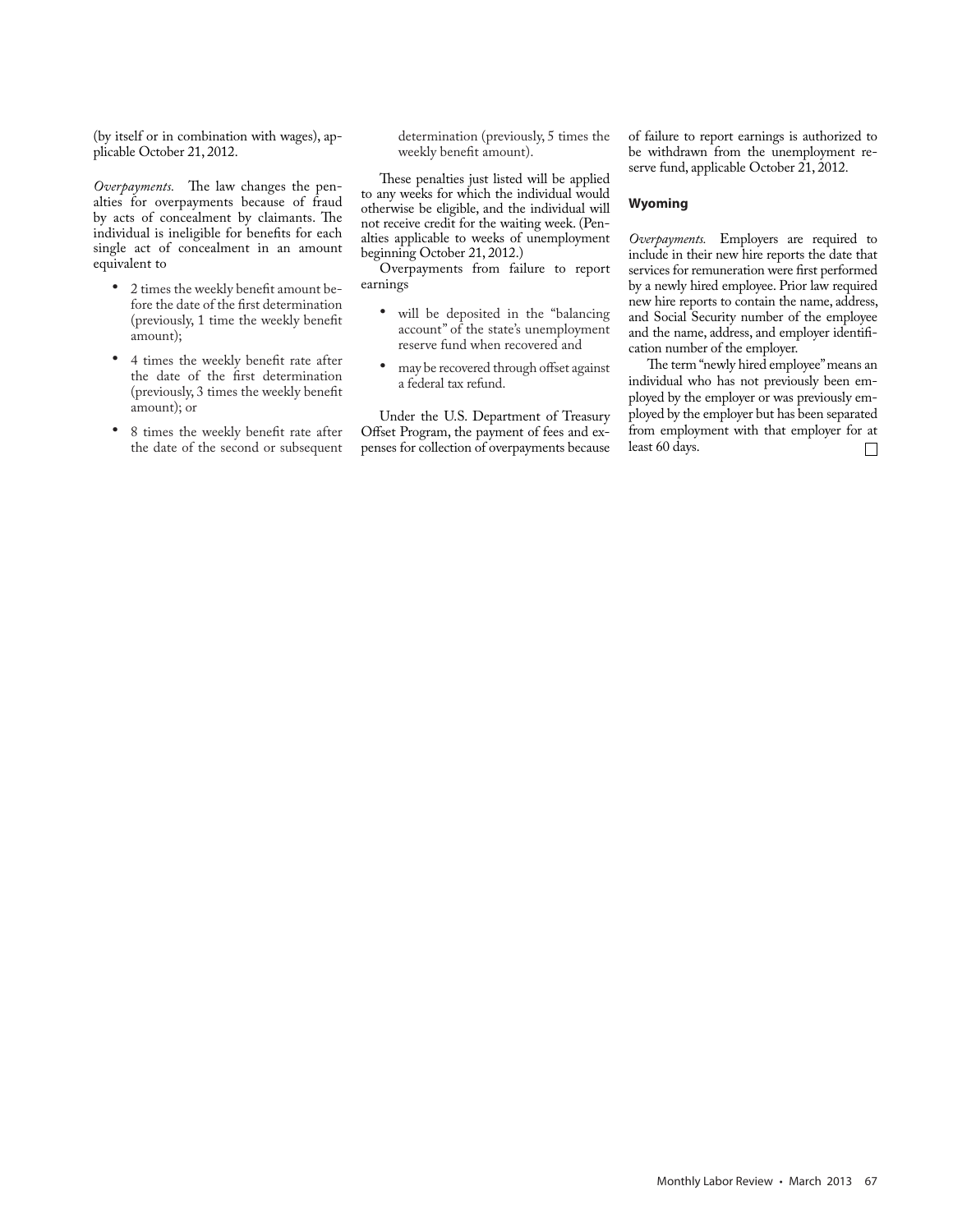(by itself or in combination with wages), applicable October 21, 2012.

*Overpayments.* The law changes the penalties for overpayments because of fraud by acts of concealment by claimants. The individual is ineligible for benefits for each single act of concealment in an amount equivalent to

- 2 times the weekly benefit amount before the date of the first determination (previously, 1 time the weekly benefit amount);
- 4 times the weekly benefit rate after the date of the first determination (previously, 3 times the weekly benefit amount); or
- 8 times the weekly benefit rate after the date of the second or subsequent determination (previously, 5 times the weekly benefit amount).

These penalties just listed will be applied to any weeks for which the individual would otherwise be eligible, and the individual will not receive credit for the waiting week. (Penalties applicable to weeks of unemployment beginning October 21, 2012.)

Overpayments from failure to report earnings

- will be deposited in the "balancing account" of the state's unemployment reserve fund when recovered and
- may be recovered through offset against a federal tax refund.

Under the U.S. Department of Treasury Offset Program, the payment of fees and expenses for collection of overpayments because of failure to report earnings is authorized to be withdrawn from the unemployment reserve fund, applicable October 21, 2012.

### Wyoming

*Overpayments.* Employers are required to include in their new hire reports the date that services for remuneration were first performed by a newly hired employee. Prior law required new hire reports to contain the name, address, and Social Security number of the employee and the name, address, and employer identification number of the employer.

The term "newly hired employee" means an individual who has not previously been employed by the employer or was previously employed by the employer but has been separated from employment with that employer for at least 60 days.